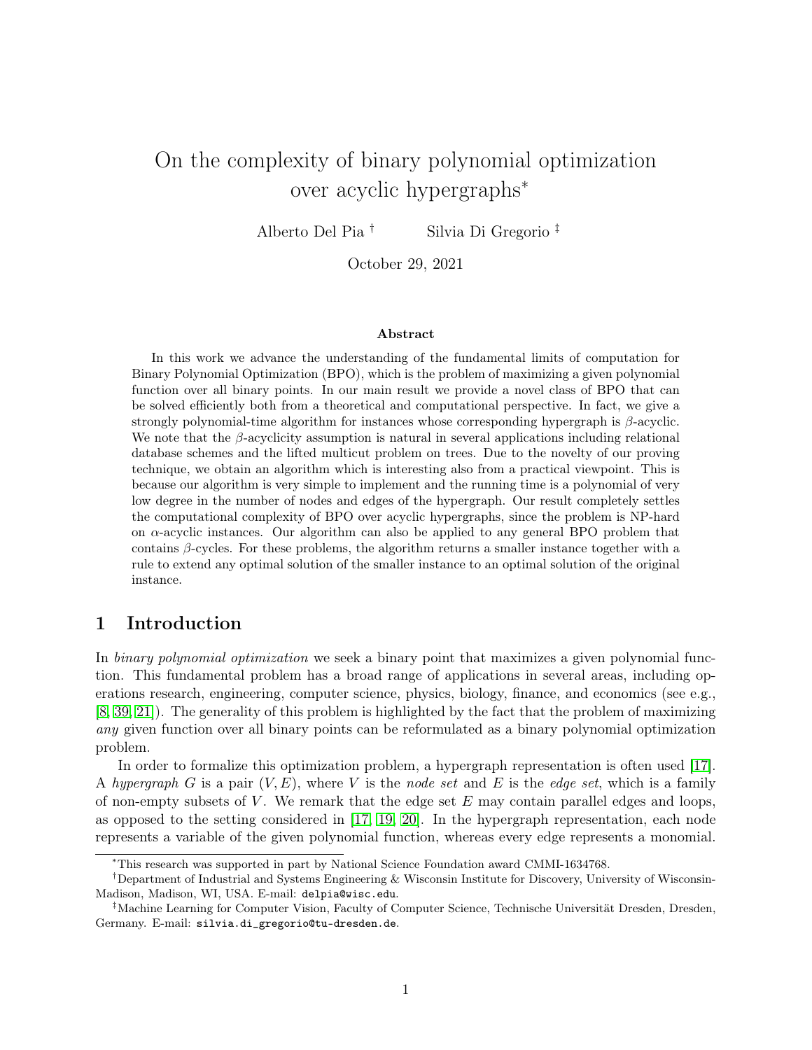# On the complexity of binary polynomial optimization over acyclic hypergraphs*

Alberto Del Pia †  Silvia Di Gregorio ‡

October 29, 2021

### Abstract

In this work we advance the understanding of the fundamental limits of computation for Binary Polynomial Optimization (BPO), which is the problem of maximizing a given polynomial function over all binary points. In our main result we provide a novel class of BPO that can be solved efficiently both from a theoretical and computational perspective. In fact, we give a strongly polynomial-time algorithm for instances whose corresponding hypergraph is $\beta$-acyclic. We note that the $\beta$-acyclicity assumption is natural in several applications including relational database schemes and the lifted multicut problem on trees. Due to the novelty of our proving technique, we obtain an algorithm which is interesting also from a practical viewpoint. This is because our algorithm is very simple to implement and the running time is a polynomial of very low degree in the number of nodes and edges of the hypergraph. Our result completely settles the computational complexity of BPO over acyclic hypergraphs, since the problem is NP-hard on $\alpha$-acyclic instances. Our algorithm can also be applied to any general BPO problem that contains $\beta$-cycles. For these problems, the algorithm returns a smaller instance together with a rule to extend any optimal solution of the smaller instance to an optimal solution of the original instance.

## 1 Introduction

In *binary polynomial optimization* we seek a binary point that maximizes a given polynomial function. This fundamental problem has a broad range of applications in several areas, including operations research, engineering, computer science, physics, biology, finance, and economics (see e.g., [8, 39, 21]). The generality of this problem is highlighted by the fact that the problem of maximizing *any* given function over all binary points can be reformulated as a binary polynomial optimization problem.

In order to formalize this optimization problem, a hypergraph representation is often used [17]. A *hypergraph* $G$ is a pair $(V, E)$, where $V$ is the *node set* and $E$ is the *edge set*, which is a family of non-empty subsets of $V$. We remark that the edge set $E$ may contain parallel edges and loops, as opposed to the setting considered in [17, 19, 20]. In the hypergraph representation, each node represents a variable of the given polynomial function, whereas every edge represents a monomial.

---

*This research was supported in part by National Science Foundation award CMMI-1634768.

†Department of Industrial and Systems Engineering & Wisconsin Institute for Discovery, University of Wisconsin-Madison, Madison, WI, USA. E-mail: delpia@wisc.edu.

‡Machine Learning for Computer Vision, Faculty of Computer Science, Technische Universität Dresden, Dresden, Germany. E-mail: silvia.di_gregorio@tu-dresden.de.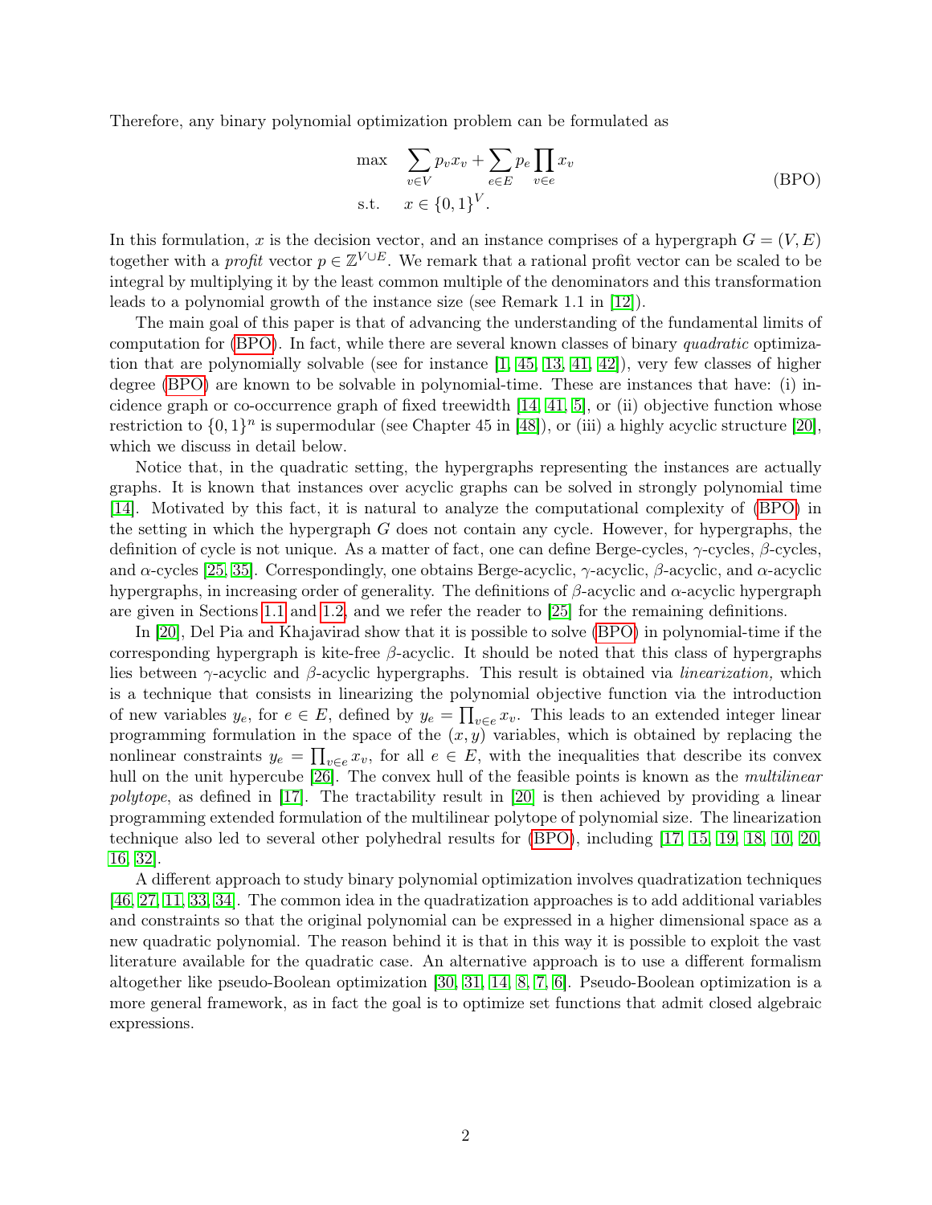Therefore, any binary polynomial optimization problem can be formulated as

$$
\begin{aligned}
\max \quad & \sum_{v \in V} p_v x_v + \sum_{e \in E} p_e \prod_{v \in e} x_v \\
\text{s.t.} \quad & x \in \{0,1\}^V .
\end{aligned}
\tag{BPO}
$$

In this formulation, $x$ is the decision vector, and an instance comprises of a hypergraph $G = (V, E)$ together with a *profit* vector $p \in \mathbb{Z}^{V \cup E}$. We remark that a rational profit vector can be scaled to be integral by multiplying it by the least common multiple of the denominators and this transformation leads to a polynomial growth of the instance size (see Remark 1.1 in [12]).

The main goal of this paper is that of advancing the understanding of the fundamental limits of computation for (BPO). In fact, while there are several known classes of binary *quadratic* optimization that are polynomially solvable (see for instance [1, 45, 13, 41, 42]), very few classes of higher degree (BPO) are known to be solvable in polynomial-time. These are instances that have: (i) incidence graph or co-occurrence graph of fixed treewidth [14, 41, 5], or (ii) objective function whose restriction to $\{0,1\}^n$ is supermodular (see Chapter 45 in [48]), or (iii) a highly acyclic structure [20], which we discuss in detail below.

Notice that, in the quadratic setting, the hypergraphs representing the instances are actually graphs. It is known that instances over acyclic graphs can be solved in strongly polynomial time [14]. Motivated by this fact, it is natural to analyze the computational complexity of (BPO) in the setting in which the hypergraph $G$ does not contain any cycle. However, for hypergraphs, the definition of cycle is not unique. As a matter of fact, one can define Berge-cycles, $\gamma$-cycles, $\beta$-cycles, and $\alpha$-cycles [25, 35]. Correspondingly, one obtains Berge-acyclic, $\gamma$-acyclic, $\beta$-acyclic, and $\alpha$-acyclic hypergraphs, in increasing order of generality. The definitions of $\beta$-acyclic and $\alpha$-acyclic hypergraph are given in Sections 1.1 and 1.2, and we refer the reader to [25] for the remaining definitions.

In [20], Del Pia and Khajavirad show that it is possible to solve (BPO) in polynomial-time if the corresponding hypergraph is kite-free $\beta$-acyclic. It should be noted that this class of hypergraphs lies between $\gamma$-acyclic and $\beta$-acyclic hypergraphs. This result is obtained via *linearization,* which is a technique that consists in linearizing the polynomial objective function via the introduction of new variables $y_e$, for $e \in E$, defined by $y_e = \prod_{v \in e} x_v$. This leads to an extended integer linear programming formulation in the space of the $(x, y)$ variables, which is obtained by replacing the nonlinear constraints $y_e = \prod_{v \in e} x_v$, for all $e \in E$, with the inequalities that describe its convex hull on the unit hypercube [26]. The convex hull of the feasible points is known as the *multilinear polytope*, as defined in [17]. The tractability result in [20] is then achieved by providing a linear programming extended formulation of the multilinear polytope of polynomial size. The linearization technique also led to several other polyhedral results for (BPO), including [17, 15, 19, 18, 10, 20, 16, 32].

A different approach to study binary polynomial optimization involves quadratization techniques [46, 27, 11, 33, 34]. The common idea in the quadratization approaches is to add additional variables and constraints so that the original polynomial can be expressed in a higher dimensional space as a new quadratic polynomial. The reason behind it is that in this way it is possible to exploit the vast literature available for the quadratic case. An alternative approach is to use a different formalism altogether like pseudo-Boolean optimization [30, 31, 14, 8, 7, 6]. Pseudo-Boolean optimization is a more general framework, as in fact the goal is to optimize set functions that admit closed algebraic expressions.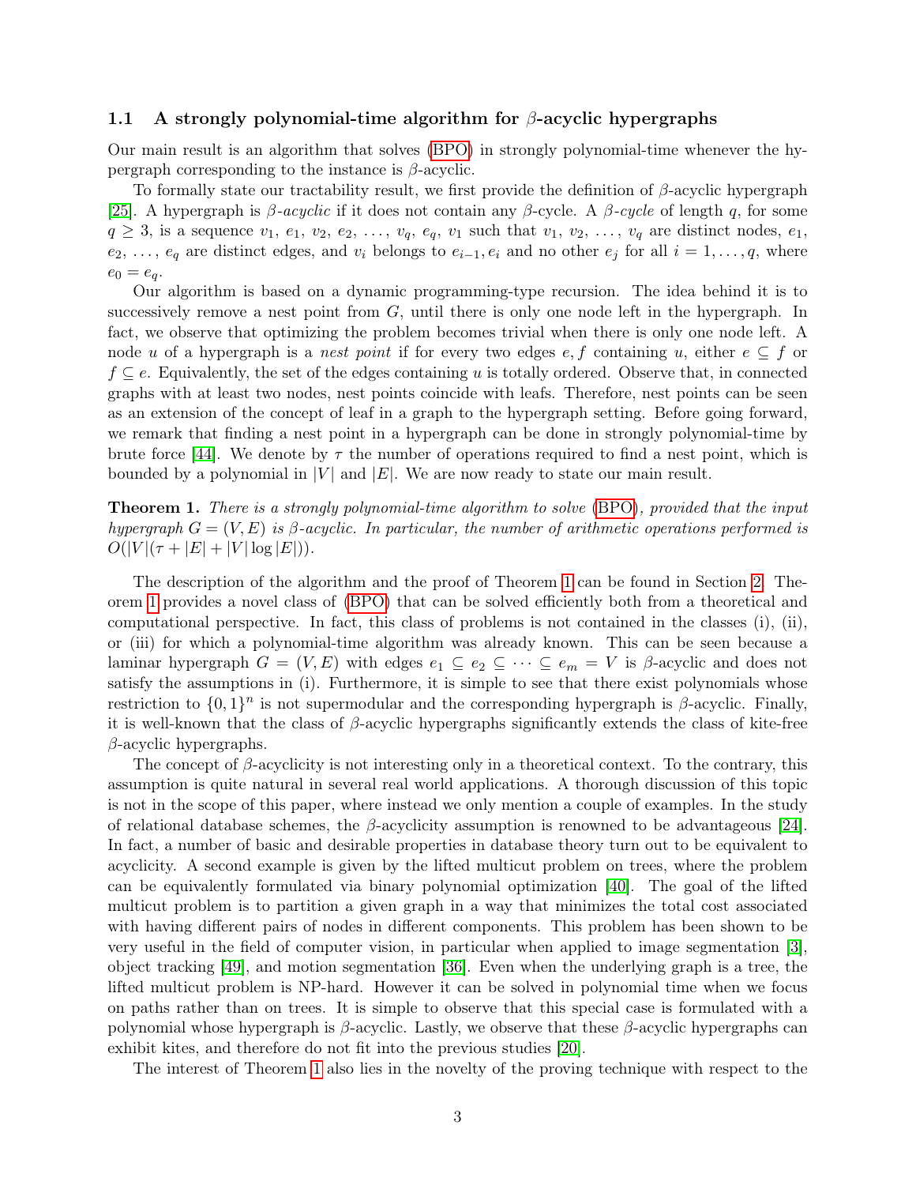### 1.1 A strongly polynomial-time algorithm for $\beta$-acyclic hypergraphs

Our main result is an algorithm that solves (BPO) in strongly polynomial-time whenever the hypergraph corresponding to the instance is $\beta$-acyclic.

To formally state our tractability result, we first provide the definition of $\beta$-acyclic hypergraph [25]. A hypergraph is *$\beta$-acyclic* if it does not contain any $\beta$-cycle. A *$\beta$-cycle* of length $q$, for some $q \geq 3$, is a sequence $v_1$, $e_1$, $v_2$, $e_2$, ..., $v_q$, $e_q$, $v_1$ such that $v_1$, $v_2$, ..., $v_q$ are distinct nodes, $e_1$, $e_2$, ..., $e_q$ are distinct edges, and $v_i$ belongs to $e_{i-1}, e_i$ and no other $e_j$ for all $i = 1, \ldots, q$, where $e_0 = e_q$.

Our algorithm is based on a dynamic programming-type recursion. The idea behind it is to successively remove a nest point from $G$, until there is only one node left in the hypergraph. In fact, we observe that optimizing the problem becomes trivial when there is only one node left. A node $u$ of a hypergraph is a *nest point* if for every two edges $e, f$ containing $u$, either $e \subseteq f$ or $f \subseteq e$. Equivalently, the set of the edges containing $u$ is totally ordered. Observe that, in connected graphs with at least two nodes, nest points coincide with leafs. Therefore, nest points can be seen as an extension of the concept of leaf in a graph to the hypergraph setting. Before going forward, we remark that finding a nest point in a hypergraph can be done in strongly polynomial-time by brute force [44]. We denote by $\tau$ the number of operations required to find a nest point, which is bounded by a polynomial in $|V|$ and $|E|$. We are now ready to state our main result.

**Theorem 1.** *There is a strongly polynomial-time algorithm to solve (BPO), provided that the input hypergraph $G = (V, E)$ is $\beta$-acyclic. In particular, the number of arithmetic operations performed is $O(|V|(\tau + |E| + |V| \log |E|))$.*

The description of the algorithm and the proof of Theorem 1 can be found in Section 2. Theorem 1 provides a novel class of (BPO) that can be solved efficiently both from a theoretical and computational perspective. In fact, this class of problems is not contained in the classes (i), (ii), or (iii) for which a polynomial-time algorithm was already known. This can be seen because a laminar hypergraph $G = (V, E)$ with edges $e_1 \subseteq e_2 \subseteq \cdots \subseteq e_m = V$ is $\beta$-acyclic and does not satisfy the assumptions in (i). Furthermore, it is simple to see that there exist polynomials whose restriction to $\{0, 1\}^n$ is not supermodular and the corresponding hypergraph is $\beta$-acyclic. Finally, it is well-known that the class of $\beta$-acyclic hypergraphs significantly extends the class of kite-free $\beta$-acyclic hypergraphs.

The concept of $\beta$-acyclicity is not interesting only in a theoretical context. To the contrary, this assumption is quite natural in several real world applications. A thorough discussion of this topic is not in the scope of this paper, where instead we only mention a couple of examples. In the study of relational database schemes, the $\beta$-acyclicity assumption is renowned to be advantageous [24]. In fact, a number of basic and desirable properties in database theory turn out to be equivalent to acyclicity. A second example is given by the lifted multicut problem on trees, where the problem can be equivalently formulated via binary polynomial optimization [40]. The goal of the lifted multicut problem is to partition a given graph in a way that minimizes the total cost associated with having different pairs of nodes in different components. This problem has been shown to be very useful in the field of computer vision, in particular when applied to image segmentation [3], object tracking [49], and motion segmentation [36]. Even when the underlying graph is a tree, the lifted multicut problem is NP-hard. However it can be solved in polynomial time when we focus on paths rather than on trees. It is simple to observe that this special case is formulated with a polynomial whose hypergraph is $\beta$-acyclic. Lastly, we observe that these $\beta$-acyclic hypergraphs can exhibit kites, and therefore do not fit into the previous studies [20].

The interest of Theorem 1 also lies in the novelty of the proving technique with respect to the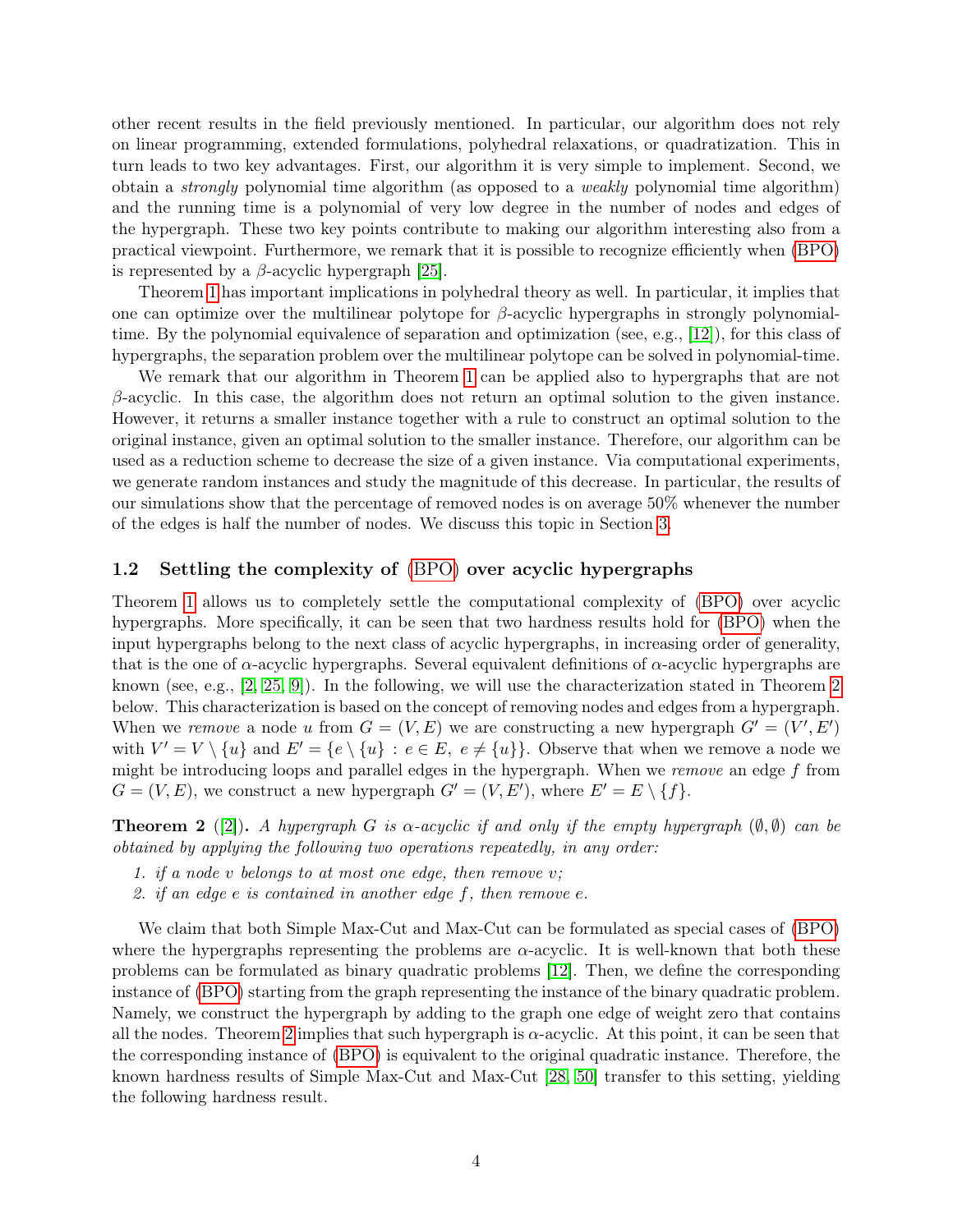other recent results in the field previously mentioned. In particular, our algorithm does not rely on linear programming, extended formulations, polyhedral relaxations, or quadratization. This in turn leads to two key advantages. First, our algorithm it is very simple to implement. Second, we obtain a *strongly* polynomial time algorithm (as opposed to a *weakly* polynomial time algorithm) and the running time is a polynomial of very low degree in the number of nodes and edges of the hypergraph. These two key points contribute to making our algorithm interesting also from a practical viewpoint. Furthermore, we remark that it is possible to recognize efficiently when (BPO) is represented by a $\beta$-acyclic hypergraph [25].

Theorem 1 has important implications in polyhedral theory as well. In particular, it implies that one can optimize over the multilinear polytope for $\beta$-acyclic hypergraphs in strongly polynomial-time. By the polynomial equivalence of separation and optimization (see, e.g., [12]), for this class of hypergraphs, the separation problem over the multilinear polytope can be solved in polynomial-time.

We remark that our algorithm in Theorem 1 can be applied also to hypergraphs that are not $\beta$-acyclic. In this case, the algorithm does not return an optimal solution to the given instance. However, it returns a smaller instance together with a rule to construct an optimal solution to the original instance, given an optimal solution to the smaller instance. Therefore, our algorithm can be used as a reduction scheme to decrease the size of a given instance. Via computational experiments, we generate random instances and study the magnitude of this decrease. In particular, the results of our simulations show that the percentage of removed nodes is on average 50% whenever the number of the edges is half the number of nodes. We discuss this topic in Section 3.

### 1.2 Settling the complexity of (BPO) over acyclic hypergraphs

Theorem 1 allows us to completely settle the computational complexity of (BPO) over acyclic hypergraphs. More specifically, it can be seen that two hardness results hold for (BPO) when the input hypergraphs belong to the next class of acyclic hypergraphs, in increasing order of generality, that is the one of $\alpha$-acyclic hypergraphs. Several equivalent definitions of $\alpha$-acyclic hypergraphs are known (see, e.g., [2, 25, 9]). In the following, we will use the characterization stated in Theorem 2 below. This characterization is based on the concept of removing nodes and edges from a hypergraph. When we *remove* a node $u$ from $G = (V, E)$ we are constructing a new hypergraph $G' = (V', E')$ with $V' = V \setminus \{u\}$ and $E' = \{e \setminus \{u\} : e \in E,\ e \neq \{u\}\}$. Observe that when we remove a node we might be introducing loops and parallel edges in the hypergraph. When we *remove* an edge $f$ from $G = (V, E)$, we construct a new hypergraph $G' = (V, E')$, where $E' = E \setminus \{f\}$.

**Theorem 2** ([2]). *A hypergraph $G$ is $\alpha$-acyclic if and only if the empty hypergraph $(\emptyset, \emptyset)$ can be obtained by applying the following two operations repeatedly, in any order:*

1. *if a node $v$ belongs to at most one edge, then remove $v$;*
2. *if an edge $e$ is contained in another edge $f$, then remove $e$.*

We claim that both Simple Max-Cut and Max-Cut can be formulated as special cases of (BPO) where the hypergraphs representing the problems are $\alpha$-acyclic. It is well-known that both these problems can be formulated as binary quadratic problems [12]. Then, we define the corresponding instance of (BPO) starting from the graph representing the instance of the binary quadratic problem. Namely, we construct the hypergraph by adding to the graph one edge of weight zero that contains all the nodes. Theorem 2 implies that such hypergraph is $\alpha$-acyclic. At this point, it can be seen that the corresponding instance of (BPO) is equivalent to the original quadratic instance. Therefore, the known hardness results of Simple Max-Cut and Max-Cut [28, 50] transfer to this setting, yielding the following hardness result.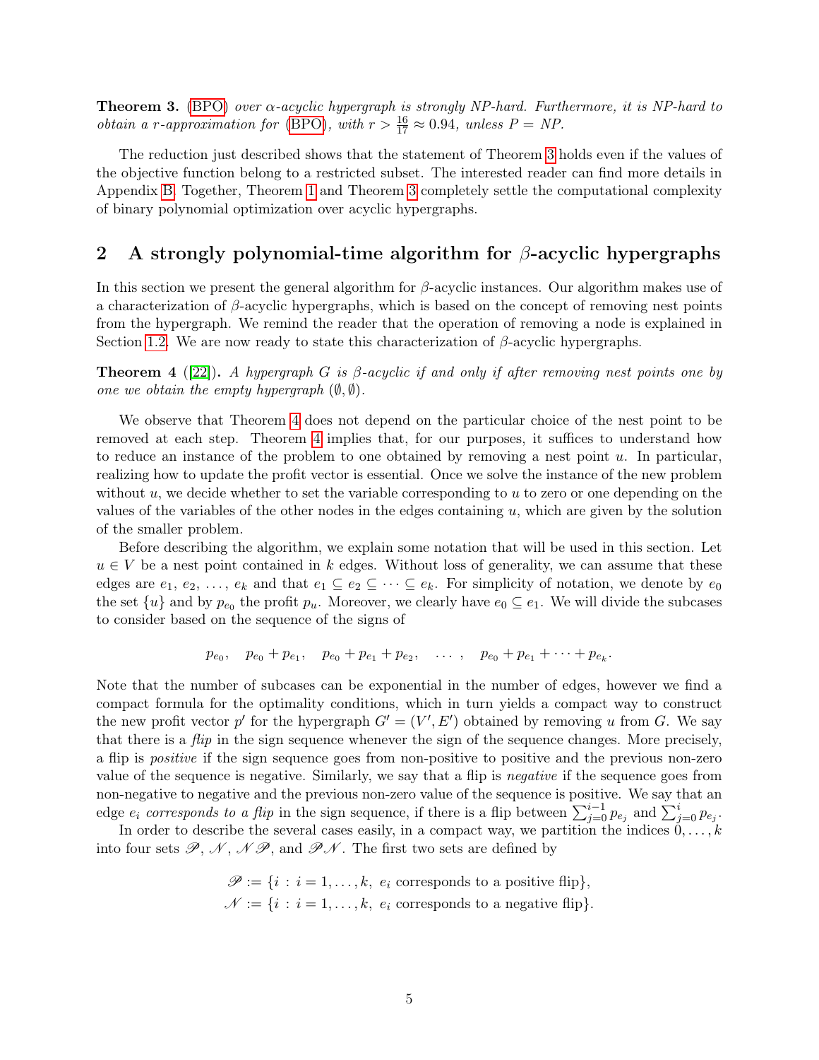**Theorem 3.** (BPO) *over $\alpha$-acyclic hypergraph is strongly NP-hard. Furthermore, it is NP-hard to obtain a r-approximation for* (BPO)*, with $r > \frac{16}{17} \approx 0.94$, unless P = NP.*

The reduction just described shows that the statement of Theorem 3 holds even if the values of the objective function belong to a restricted subset. The interested reader can find more details in Appendix B. Together, Theorem 1 and Theorem 3 completely settle the computational complexity of binary polynomial optimization over acyclic hypergraphs.

## 2 A strongly polynomial-time algorithm for $\beta$-acyclic hypergraphs

In this section we present the general algorithm for $\beta$-acyclic instances. Our algorithm makes use of a characterization of $\beta$-acyclic hypergraphs, which is based on the concept of removing nest points from the hypergraph. We remind the reader that the operation of removing a node is explained in Section 1.2. We are now ready to state this characterization of $\beta$-acyclic hypergraphs.

**Theorem 4** ([22])**.** *A hypergraph $G$ is $\beta$-acyclic if and only if after removing nest points one by one we obtain the empty hypergraph $(\emptyset, \emptyset)$.*

We observe that Theorem 4 does not depend on the particular choice of the nest point to be removed at each step. Theorem 4 implies that, for our purposes, it suffices to understand how to reduce an instance of the problem to one obtained by removing a nest point $u$. In particular, realizing how to update the profit vector is essential. Once we solve the instance of the new problem without $u$, we decide whether to set the variable corresponding to $u$ to zero or one depending on the values of the variables of the other nodes in the edges containing $u$, which are given by the solution of the smaller problem.

Before describing the algorithm, we explain some notation that will be used in this section. Let $u \in V$ be a nest point contained in $k$ edges. Without loss of generality, we can assume that these edges are $e_1, e_2, \ldots, e_k$ and that $e_1 \subseteq e_2 \subseteq \cdots \subseteq e_k$. For simplicity of notation, we denote by $e_0$ the set $\{u\}$ and by $p_{e_0}$ the profit $p_u$. Moreover, we clearly have $e_0 \subseteq e_1$. We will divide the subcases to consider based on the sequence of the signs of

$$p_{e_0}, \quad p_{e_0} + p_{e_1}, \quad p_{e_0} + p_{e_1} + p_{e_2}, \quad \ldots , \quad p_{e_0} + p_{e_1} + \cdots + p_{e_k}.$$

Note that the number of subcases can be exponential in the number of edges, however we find a compact formula for the optimality conditions, which in turn yields a compact way to construct the new profit vector $p'$ for the hypergraph $G' = (V', E')$ obtained by removing $u$ from $G$. We say that there is a *flip* in the sign sequence whenever the sign of the sequence changes. More precisely, a flip is *positive* if the sign sequence goes from non-positive to positive and the previous non-zero value of the sequence is negative. Similarly, we say that a flip is *negative* if the sequence goes from non-negative to negative and the previous non-zero value of the sequence is positive. We say that an edge $e_i$ *corresponds to a flip* in the sign sequence, if there is a flip between $\sum_{j=0}^{i-1} p_{e_j}$ and $\sum_{j=0}^{i} p_{e_j}$.

In order to describe the several cases easily, in a compact way, we partition the indices $0, \ldots, k$ into four sets $\mathscr{P}$, $\mathscr{N}$, $\mathscr{NP}$, and $\mathscr{PN}$. The first two sets are defined by

$$\mathscr{P} := \{i : i = 1, \ldots, k, \ e_i \text{ corresponds to a positive flip}\},$$
$$\mathscr{N} := \{i : i = 1, \ldots, k, \ e_i \text{ corresponds to a negative flip}\}.$$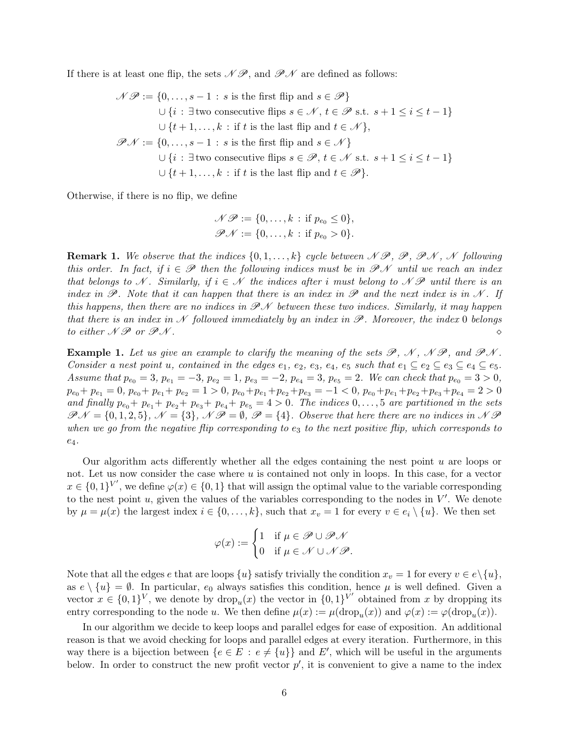If there is at least one flip, the sets $\mathscr{N}\mathscr{P}$, and $\mathscr{P}\mathscr{N}$ are defined as follows:

$$
\begin{aligned}
\mathscr{N}\mathscr{P} := \{&0,\dots,s-1 \,:\, s \text{ is the first flip and } s \in \mathscr{P}\}\\
&\cup \{i \,:\, \exists \text{two consecutive flips } s \in \mathscr{N},\, t \in \mathscr{P} \text{ s.t. } s+1 \le i \le t-1\}\\
&\cup \{t+1,\dots,k \,:\, \text{if } t \text{ is the last flip and } t \in \mathscr{N}\},\\
\mathscr{P}\mathscr{N} := \{&0,\dots,s-1 \,:\, s \text{ is the first flip and } s \in \mathscr{N}\}\\
&\cup \{i \,:\, \exists \text{two consecutive flips } s \in \mathscr{P},\, t \in \mathscr{N} \text{ s.t. } s+1 \le i \le t-1\}\\
&\cup \{t+1,\dots,k \,:\, \text{if } t \text{ is the last flip and } t \in \mathscr{P}\}.
\end{aligned}
$$

Otherwise, if there is no flip, we define

$$
\begin{aligned}
\mathscr{N}\mathscr{P} &:= \{0,\dots,k \,:\, \text{if } p_{e_0} \le 0\},\\
\mathscr{P}\mathscr{N} &:= \{0,\dots,k \,:\, \text{if } p_{e_0} > 0\}.
\end{aligned}
$$

**Remark 1.** *We observe that the indices $\{0,1,\dots,k\}$ cycle between $\mathscr{N}\mathscr{P}$, $\mathscr{P}$, $\mathscr{P}\mathscr{N}$, $\mathscr{N}$ following this order. In fact, if $i \in \mathscr{P}$ then the following indices must be in $\mathscr{P}\mathscr{N}$ until we reach an index that belongs to $\mathscr{N}$. Similarly, if $i \in \mathscr{N}$ the indices after $i$ must belong to $\mathscr{N}\mathscr{P}$ until there is an index in $\mathscr{P}$. Note that it can happen that there is an index in $\mathscr{P}$ and the next index is in $\mathscr{N}$. If this happens, then there are no indices in $\mathscr{P}\mathscr{N}$ between these two indices. Similarly, it may happen that there is an index in $\mathscr{N}$ followed immediately by an index in $\mathscr{P}$. Moreover, the index 0 belongs to either $\mathscr{N}\mathscr{P}$ or $\mathscr{P}\mathscr{N}$.* ⋄

**Example 1.** *Let us give an example to clarify the meaning of the sets $\mathscr{P}$, $\mathscr{N}$, $\mathscr{N}\mathscr{P}$, and $\mathscr{P}\mathscr{N}$. Consider a nest point $u$, contained in the edges $e_1$, $e_2$, $e_3$, $e_4$, $e_5$ such that $e_1 \subseteq e_2 \subseteq e_3 \subseteq e_4 \subseteq e_5$. Assume that $p_{e_0} = 3$, $p_{e_1} = -3$, $p_{e_2} = 1$, $p_{e_3} = -2$, $p_{e_4} = 3$, $p_{e_5} = 2$. We can check that $p_{e_0} = 3 > 0$, $p_{e_0} + p_{e_1} = 0$, $p_{e_0} + p_{e_1} + p_{e_2} = 1 > 0$, $p_{e_0} + p_{e_1} + p_{e_2} + p_{e_3} = -1 < 0$, $p_{e_0} + p_{e_1} + p_{e_2} + p_{e_3} + p_{e_4} = 2 > 0$ and finally $p_{e_0} + p_{e_1} + p_{e_2} + p_{e_3} + p_{e_4} + p_{e_5} = 4 > 0$. The indices $0,\dots,5$ are partitioned in the sets $\mathscr{P}\mathscr{N} = \{0,1,2,5\}$, $\mathscr{N} = \{3\}$, $\mathscr{N}\mathscr{P} = \emptyset$, $\mathscr{P} = \{4\}$. Observe that here there are no indices in $\mathscr{N}\mathscr{P}$ when we go from the negative flip corresponding to $e_3$ to the next positive flip, which corresponds to $e_4$.*

Our algorithm acts differently whether all the edges containing the nest point $u$ are loops or not. Let us now consider the case where $u$ is contained not only in loops. In this case, for a vector $x \in \{0,1\}^{V'}$, we define $\varphi(x) \in \{0,1\}$ that will assign the optimal value to the variable corresponding to the nest point $u$, given the values of the variables corresponding to the nodes in $V'$. We denote by $\mu = \mu(x)$ the largest index $i \in \{0,\dots,k\}$, such that $x_v = 1$ for every $v \in e_i \setminus \{u\}$. We then set

$$
\varphi(x) := \begin{cases} 1 & \text{if } \mu \in \mathscr{P} \cup \mathscr{P}\mathscr{N} \\ 0 & \text{if } \mu \in \mathscr{N} \cup \mathscr{N}\mathscr{P}. \end{cases}
$$

Note that all the edges $e$ that are loops $\{u\}$ satisfy trivially the condition $x_v = 1$ for every $v \in e \setminus \{u\}$, as $e \setminus \{u\} = \emptyset$. In particular, $e_0$ always satisfies this condition, hence $\mu$ is well defined. Given a vector $x \in \{0,1\}^V$, we denote by $\operatorname{drop}_u(x)$ the vector in $\{0,1\}^{V'}$ obtained from $x$ by dropping its entry corresponding to the node $u$. We then define $\mu(x) := \mu(\operatorname{drop}_u(x))$ and $\varphi(x) := \varphi(\operatorname{drop}_u(x))$.

In our algorithm we decide to keep loops and parallel edges for ease of exposition. An additional reason is that we avoid checking for loops and parallel edges at every iteration. Furthermore, in this way there is a bijection between $\{e \in E \,:\, e \neq \{u\}\}$ and $E'$, which will be useful in the arguments below. In order to construct the new profit vector $p'$, it is convenient to give a name to the index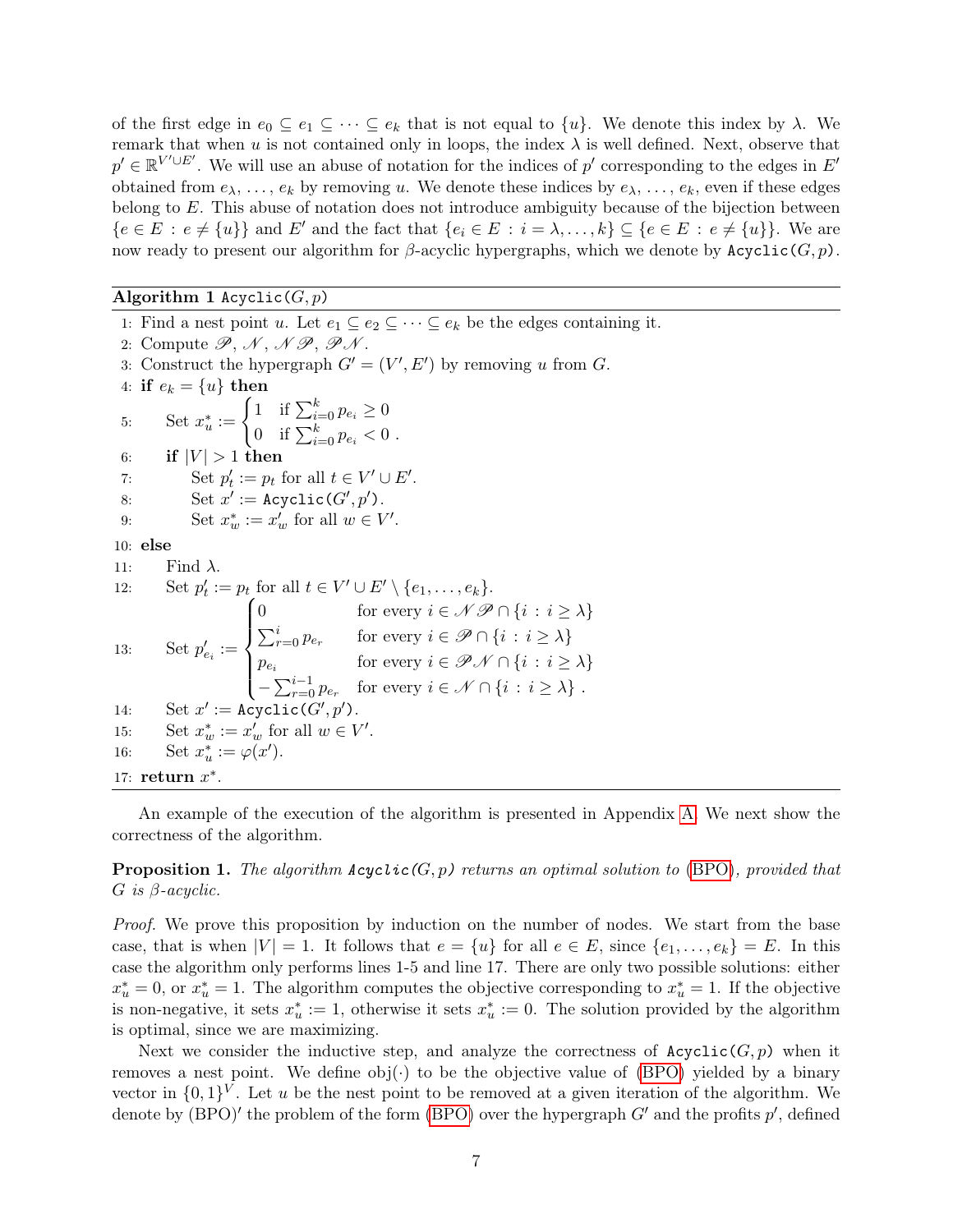of the first edge in $e_0 \subseteq e_1 \subseteq \cdots \subseteq e_k$ that is not equal to $\{u\}$. We denote this index by $\lambda$. We remark that when $u$ is not contained only in loops, the index $\lambda$ is well defined. Next, observe that $p' \in \mathbb{R}^{V' \cup E'}$. We will use an abuse of notation for the indices of $p'$ corresponding to the edges in $E'$ obtained from $e_\lambda, \ldots, e_k$ by removing $u$. We denote these indices by $e_\lambda, \ldots, e_k$, even if these edges belong to $E$. This abuse of notation does not introduce ambiguity because of the bijection between $\{e \in E : e \neq \{u\}\}$ and $E'$ and the fact that $\{e_i \in E : i = \lambda, \ldots, k\} \subseteq \{e \in E : e \neq \{u\}\}$. We are now ready to present our algorithm for $\beta$-acyclic hypergraphs, which we denote by `Acyclic`$(G, p)$.

**Algorithm 1** `Acyclic`$(G, p)$

1: Find a nest point $u$. Let $e_1 \subseteq e_2 \subseteq \cdots \subseteq e_k$ be the edges containing it.
2: Compute $\mathscr{P}$, $\mathscr{N}$, $\mathscr{N}\mathscr{P}$, $\mathscr{P}\mathscr{N}$.
3: Construct the hypergraph $G' = (V', E')$ by removing $u$ from $G$.
4: **if** $e_k = \{u\}$ **then**
5: &nbsp;&nbsp;&nbsp;&nbsp;Set $x^*_u := \begin{cases} 1 & \text{if } \sum_{i=0}^{k} p_{e_i} \geq 0 \\ 0 & \text{if } \sum_{i=0}^{k} p_{e_i} < 0 \end{cases}.$
6: &nbsp;&nbsp;&nbsp;&nbsp;**if** $|V| > 1$ **then**
7: &nbsp;&nbsp;&nbsp;&nbsp;&nbsp;&nbsp;&nbsp;&nbsp;Set $p'_t := p_t$ for all $t \in V' \cup E'$.
8: &nbsp;&nbsp;&nbsp;&nbsp;&nbsp;&nbsp;&nbsp;&nbsp;Set $x' :=$ `Acyclic`$(G', p')$.
9: &nbsp;&nbsp;&nbsp;&nbsp;&nbsp;&nbsp;&nbsp;&nbsp;Set $x^*_w := x'_w$ for all $w \in V'$.
10: **else**
11: &nbsp;&nbsp;&nbsp;&nbsp;Find $\lambda$.
12: &nbsp;&nbsp;&nbsp;&nbsp;Set $p'_t := p_t$ for all $t \in V' \cup E' \setminus \{e_1, \ldots, e_k\}$.
13: &nbsp;&nbsp;&nbsp;&nbsp;Set $p'_{e_i} := \begin{cases} 0 & \text{for every } i \in \mathscr{N}\mathscr{P} \cap \{i : i \geq \lambda\} \\ \sum_{r=0}^{i} p_{e_r} & \text{for every } i \in \mathscr{P} \cap \{i : i \geq \lambda\} \\ p_{e_i} & \text{for every } i \in \mathscr{P}\mathscr{N} \cap \{i : i \geq \lambda\} \\ -\sum_{r=0}^{i-1} p_{e_r} & \text{for every } i \in \mathscr{N} \cap \{i : i \geq \lambda\}. \end{cases}$
14: &nbsp;&nbsp;&nbsp;&nbsp;Set $x' :=$ `Acyclic`$(G', p')$.
15: &nbsp;&nbsp;&nbsp;&nbsp;Set $x^*_w := x'_w$ for all $w \in V'$.
16: &nbsp;&nbsp;&nbsp;&nbsp;Set $x^*_u := \varphi(x')$.
17: **return** $x^*$.

An example of the execution of the algorithm is presented in Appendix A. We next show the correctness of the algorithm.

**Proposition 1.** *The algorithm `Acyclic`$(G, p)$ returns an optimal solution to (BPO), provided that $G$ is $\beta$-acyclic.*

*Proof.* We prove this proposition by induction on the number of nodes. We start from the base case, that is when $|V| = 1$. It follows that $e = \{u\}$ for all $e \in E$, since $\{e_1, \ldots, e_k\} = E$. In this case the algorithm only performs lines 1-5 and line 17. There are only two possible solutions: either $x^*_u = 0$, or $x^*_u = 1$. The algorithm computes the objective corresponding to $x^*_u = 1$. If the objective is non-negative, it sets $x^*_u := 1$, otherwise it sets $x^*_u := 0$. The solution provided by the algorithm is optimal, since we are maximizing.

Next we consider the inductive step, and analyze the correctness of `Acyclic`$(G, p)$ when it removes a nest point. We define $\text{obj}(\cdot)$ to be the objective value of (BPO) yielded by a binary vector in $\{0,1\}^V$. Let $u$ be the nest point to be removed at a given iteration of the algorithm. We denote by (BPO)$'$ the problem of the form (BPO) over the hypergraph $G'$ and the profits $p'$, defined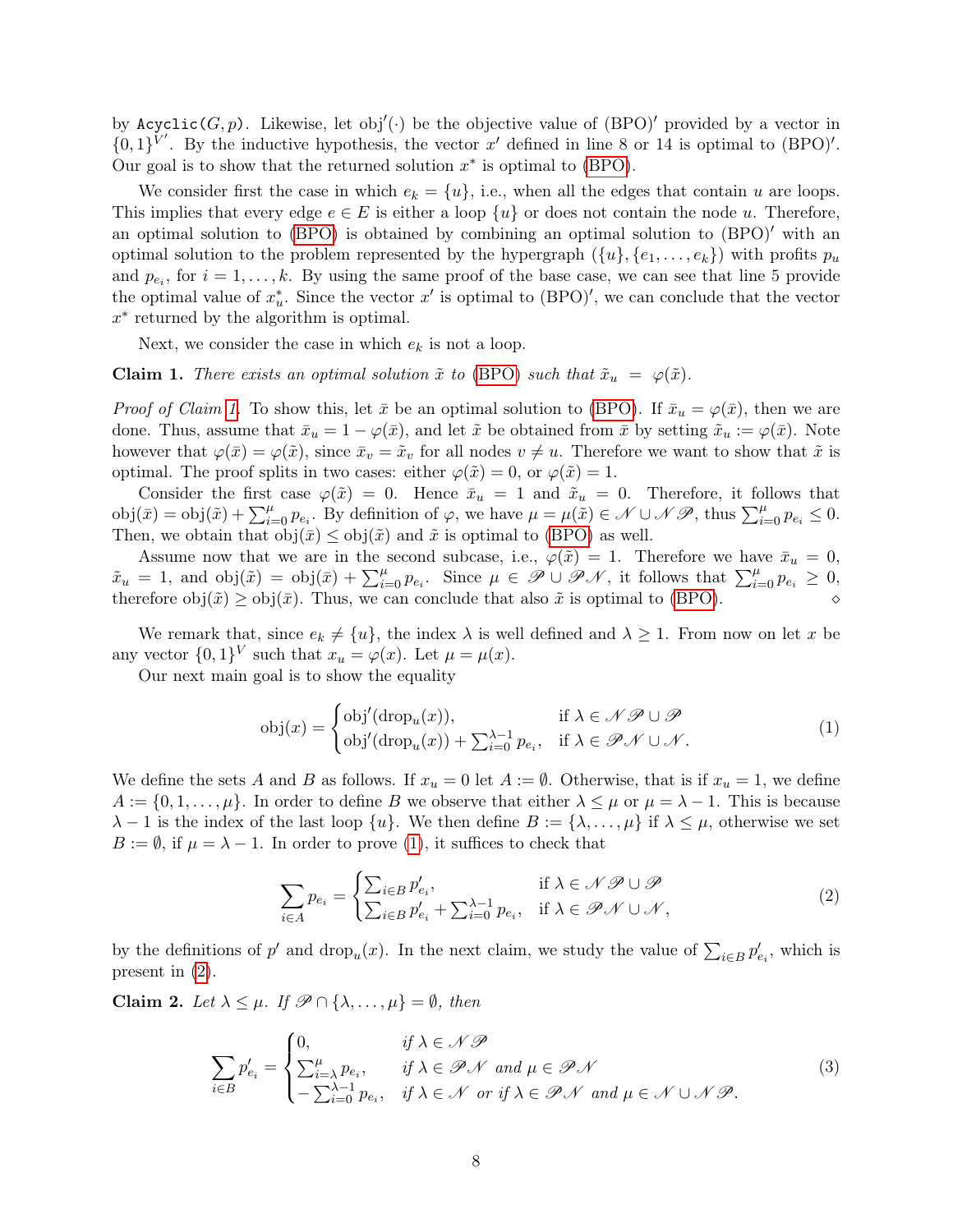by `Acyclic(G, p)`. Likewise, let $\text{obj}'(\cdot)$ be the objective value of $(\text{BPO})'$ provided by a vector in $\{0,1\}^{V'}$. By the inductive hypothesis, the vector $x'$ defined in line 8 or 14 is optimal to $(\text{BPO})'$. Our goal is to show that the returned solution $x^*$ is optimal to (BPO).

We consider first the case in which $e_k = \{u\}$, i.e., when all the edges that contain $u$ are loops. This implies that every edge $e \in E$ is either a loop $\{u\}$ or does not contain the node $u$. Therefore, an optimal solution to (BPO) is obtained by combining an optimal solution to $(\text{BPO})'$ with an optimal solution to the problem represented by the hypergraph $(\{u\}, \{e_1, \dots, e_k\})$ with profits $p_u$ and $p_{e_i}$, for $i = 1, \dots, k$. By using the same proof of the base case, we can see that line 5 provide the optimal value of $x^*_u$. Since the vector $x'$ is optimal to $(\text{BPO})'$, we can conclude that the vector $x^*$ returned by the algorithm is optimal.

Next, we consider the case in which $e_k$ is not a loop.

**Claim 1.** *There exists an optimal solution $\tilde{x}$ to (BPO) such that $\tilde{x}_u = \varphi(\tilde{x})$.*

*Proof of Claim 1.* To show this, let $\bar{x}$ be an optimal solution to (BPO). If $\bar{x}_u = \varphi(\bar{x})$, then we are done. Thus, assume that $\bar{x}_u = 1 - \varphi(\bar{x})$, and let $\tilde{x}$ be obtained from $\bar{x}$ by setting $\tilde{x}_u := \varphi(\bar{x})$. Note however that $\varphi(\bar{x}) = \varphi(\tilde{x})$, since $\bar{x}_v = \tilde{x}_v$ for all nodes $v \neq u$. Therefore we want to show that $\tilde{x}$ is optimal. The proof splits in two cases: either $\varphi(\tilde{x}) = 0$, or $\varphi(\tilde{x}) = 1$.

Consider the first case $\varphi(\tilde{x}) = 0$. Hence $\bar{x}_u = 1$ and $\tilde{x}_u = 0$. Therefore, it follows that $\text{obj}(\bar{x}) = \text{obj}(\tilde{x}) + \sum_{i=0}^{\mu} p_{e_i}$. By definition of $\varphi$, we have $\mu = \mu(\tilde{x}) \in \mathscr{N} \cup \mathscr{NP}$, thus $\sum_{i=0}^{\mu} p_{e_i} \leq 0$. Then, we obtain that $\text{obj}(\bar{x}) \leq \text{obj}(\tilde{x})$ and $\tilde{x}$ is optimal to (BPO) as well.

Assume now that we are in the second subcase, i.e., $\varphi(\tilde{x}) = 1$. Therefore we have $\bar{x}_u = 0$, $\tilde{x}_u = 1$, and $\text{obj}(\tilde{x}) = \text{obj}(\bar{x}) + \sum_{i=0}^{\mu} p_{e_i}$. Since $\mu \in \mathscr{P} \cup \mathscr{PN}$, it follows that $\sum_{i=0}^{\mu} p_{e_i} \geq 0$, therefore $\text{obj}(\tilde{x}) \geq \text{obj}(\bar{x})$. Thus, we can conclude that also $\tilde{x}$ is optimal to (BPO). $\diamond$

We remark that, since $e_k \neq \{u\}$, the index $\lambda$ is well defined and $\lambda \geq 1$. From now on let $x$ be any vector $\{0,1\}^V$ such that $x_u = \varphi(x)$. Let $\mu = \mu(x)$.

Our next main goal is to show the equality

$$
\text{obj}(x) = \begin{cases} \text{obj}'(\text{drop}_u(x)), & \text{if } \lambda \in \mathscr{NP} \cup \mathscr{P} \\ \text{obj}'(\text{drop}_u(x)) + \sum_{i=0}^{\lambda-1} p_{e_i}, & \text{if } \lambda \in \mathscr{PN} \cup \mathscr{N}. \end{cases} \tag{1}
$$

We define the sets $A$ and $B$ as follows. If $x_u = 0$ let $A := \emptyset$. Otherwise, that is if $x_u = 1$, we define $A := \{0, 1, \dots, \mu\}$. In order to define $B$ we observe that either $\lambda \leq \mu$ or $\mu = \lambda - 1$. This is because $\lambda - 1$ is the index of the last loop $\{u\}$. We then define $B := \{\lambda, \dots, \mu\}$ if $\lambda \leq \mu$, otherwise we set $B := \emptyset$, if $\mu = \lambda - 1$. In order to prove (1), it suffices to check that

$$
\sum_{i \in A} p_{e_i} = \begin{cases} \sum_{i \in B} p'_{e_i}, & \text{if } \lambda \in \mathscr{NP} \cup \mathscr{P} \\ \sum_{i \in B} p'_{e_i} + \sum_{i=0}^{\lambda-1} p_{e_i}, & \text{if } \lambda \in \mathscr{PN} \cup \mathscr{N}, \end{cases} \tag{2}
$$

by the definitions of $p'$ and $\text{drop}_u(x)$. In the next claim, we study the value of $\sum_{i \in B} p'_{e_i}$, which is present in (2).

**Claim 2.** *Let $\lambda \leq \mu$. If $\mathscr{P} \cap \{\lambda, \dots, \mu\} = \emptyset$, then*

$$
\sum_{i \in B} p'_{e_i} = \begin{cases} 0, & \text{if } \lambda \in \mathscr{NP} \\ \sum_{i=\lambda}^{\mu} p_{e_i}, & \text{if } \lambda \in \mathscr{PN} \text{ and } \mu \in \mathscr{PN} \\ -\sum_{i=0}^{\lambda-1} p_{e_i}, & \text{if } \lambda \in \mathscr{N} \text{ or if } \lambda \in \mathscr{PN} \text{ and } \mu \in \mathscr{N} \cup \mathscr{NP}. \end{cases} \tag{3}
$$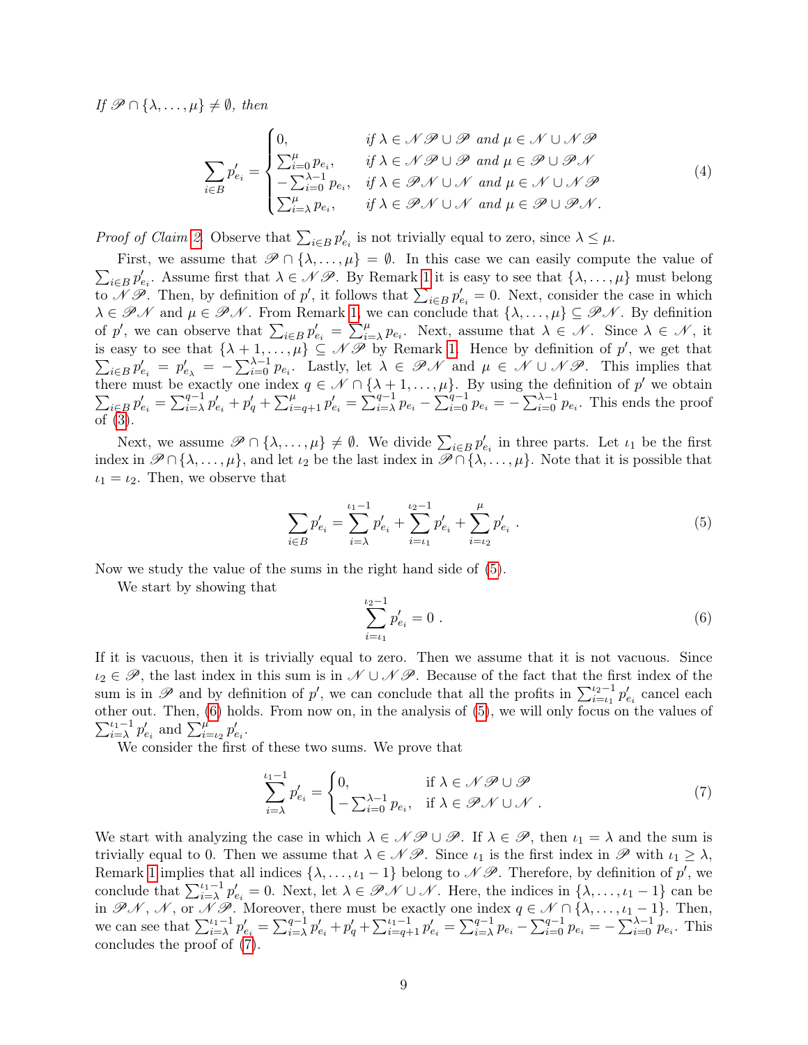*If $\mathscr{P} \cap \{\lambda, \ldots, \mu\} \neq \emptyset$, then*

$$\sum_{i\in B} p'_{e_i} = \begin{cases} 0, & \text{if } \lambda \in \mathscr{NP} \cup \mathscr{P} \text{ and } \mu \in \mathscr{N} \cup \mathscr{NP} \\ \sum_{i=0}^{\mu} p_{e_i}, & \text{if } \lambda \in \mathscr{NP} \cup \mathscr{P} \text{ and } \mu \in \mathscr{P} \cup \mathscr{PN} \\ -\sum_{i=0}^{\lambda-1} p_{e_i}, & \text{if } \lambda \in \mathscr{PN} \cup \mathscr{N} \text{ and } \mu \in \mathscr{N} \cup \mathscr{NP} \\ \sum_{i=\lambda}^{\mu} p_{e_i}, & \text{if } \lambda \in \mathscr{PN} \cup \mathscr{N} \text{ and } \mu \in \mathscr{P} \cup \mathscr{PN}. \end{cases} \tag{4}$$

*Proof of Claim 2.* Observe that $\sum_{i\in B} p'_{e_i}$ is not trivially equal to zero, since $\lambda \leq \mu$.

First, we assume that $\mathscr{P} \cap \{\lambda, \ldots, \mu\} = \emptyset$. In this case we can easily compute the value of $\sum_{i\in B} p'_{e_i}$. Assume first that $\lambda \in \mathscr{NP}$. By Remark 1 it is easy to see that $\{\lambda, \ldots, \mu\}$ must belong to $\mathscr{NP}$. Then, by definition of $p'$, it follows that $\sum_{i\in B} p'_{e_i} = 0$. Next, consider the case in which $\lambda \in \mathscr{PN}$ and $\mu \in \mathscr{PN}$. From Remark 1, we can conclude that $\{\lambda, \ldots, \mu\} \subseteq \mathscr{PN}$. By definition of $p'$, we can observe that $\sum_{i\in B} p'_{e_i} = \sum_{i=\lambda}^{\mu} p_{e_i}$. Next, assume that $\lambda \in \mathscr{N}$. Since $\lambda \in \mathscr{N}$, it is easy to see that $\{\lambda+1, \ldots, \mu\} \subseteq \mathscr{NP}$ by Remark 1. Hence by definition of $p'$, we get that $\sum_{i\in B} p'_{e_i} = p'_{e_\lambda} = -\sum_{i=0}^{\lambda-1} p_{e_i}$. Lastly, let $\lambda \in \mathscr{PN}$ and $\mu \in \mathscr{N} \cup \mathscr{NP}$. This implies that there must be exactly one index $q \in \mathscr{N} \cap \{\lambda+1, \ldots, \mu\}$. By using the definition of $p'$ we obtain $\sum_{i\in B} p'_{e_i} = \sum_{i=\lambda}^{q-1} p'_{e_i} + p'_q + \sum_{i=q+1}^{\mu} p'_{e_i} = \sum_{i=\lambda}^{q-1} p_{e_i} - \sum_{i=0}^{q-1} p_{e_i} = -\sum_{i=0}^{\lambda-1} p_{e_i}$. This ends the proof of (3).

Next, we assume $\mathscr{P} \cap \{\lambda, \ldots, \mu\} \neq \emptyset$. We divide $\sum_{i\in B} p'_{e_i}$ in three parts. Let $\iota_1$ be the first index in $\mathscr{P} \cap \{\lambda, \ldots, \mu\}$, and let $\iota_2$ be the last index in $\mathscr{P} \cap \{\lambda, \ldots, \mu\}$. Note that it is possible that $\iota_1 = \iota_2$. Then, we observe that

$$\sum_{i\in B} p'_{e_i} = \sum_{i=\lambda}^{\iota_1-1} p'_{e_i} + \sum_{i=\iota_1}^{\iota_2-1} p'_{e_i} + \sum_{i=\iota_2}^{\mu} p'_{e_i} \ . \tag{5}$$

Now we study the value of the sums in the right hand side of (5).

We start by showing that

$$\sum_{i=\iota_1}^{\iota_2-1} p'_{e_i} = 0 \ . \tag{6}$$

If it is vacuous, then it is trivially equal to zero. Then we assume that it is not vacuous. Since $\iota_2 \in \mathscr{P}$, the last index in this sum is in $\mathscr{N} \cup \mathscr{NP}$. Because of the fact that the first index of the sum is in $\mathscr{P}$ and by definition of $p'$, we can conclude that all the profits in $\sum_{i=\iota_1}^{\iota_2-1} p'_{e_i}$ cancel each other out. Then, (6) holds. From now on, in the analysis of (5), we will only focus on the values of $\sum_{i=\lambda}^{\iota_1-1} p'_{e_i}$ and $\sum_{i=\iota_2}^{\mu} p'_{e_i}$.

We consider the first of these two sums. We prove that

$$\sum_{i=\lambda}^{\iota_1-1} p'_{e_i} = \begin{cases} 0, & \text{if } \lambda \in \mathscr{NP} \cup \mathscr{P} \\ -\sum_{i=0}^{\lambda-1} p_{e_i}, & \text{if } \lambda \in \mathscr{PN} \cup \mathscr{N} \ . \end{cases} \tag{7}$$

We start with analyzing the case in which $\lambda \in \mathscr{NP} \cup \mathscr{P}$. If $\lambda \in \mathscr{P}$, then $\iota_1 = \lambda$ and the sum is trivially equal to 0. Then we assume that $\lambda \in \mathscr{NP}$. Since $\iota_1$ is the first index in $\mathscr{P}$ with $\iota_1 \geq \lambda$, Remark 1 implies that all indices $\{\lambda, \ldots, \iota_1 - 1\}$ belong to $\mathscr{NP}$. Therefore, by definition of $p'$, we conclude that $\sum_{i=\lambda}^{\iota_1-1} p'_{e_i} = 0$. Next, let $\lambda \in \mathscr{PN} \cup \mathscr{N}$. Here, the indices in $\{\lambda, \ldots, \iota_1 - 1\}$ can be in $\mathscr{PN}$, $\mathscr{N}$, or $\mathscr{NP}$. Moreover, there must be exactly one index $q \in \mathscr{N} \cap \{\lambda, \ldots, \iota_1 - 1\}$. Then, we can see that $\sum_{i=\lambda}^{\iota_1-1} p'_{e_i} = \sum_{i=\lambda}^{q-1} p'_{e_i} + p'_q + \sum_{i=q+1}^{\iota_1-1} p'_{e_i} = \sum_{i=\lambda}^{q-1} p_{e_i} - \sum_{i=0}^{q-1} p_{e_i} = -\sum_{i=0}^{\lambda-1} p_{e_i}$. This concludes the proof of (7).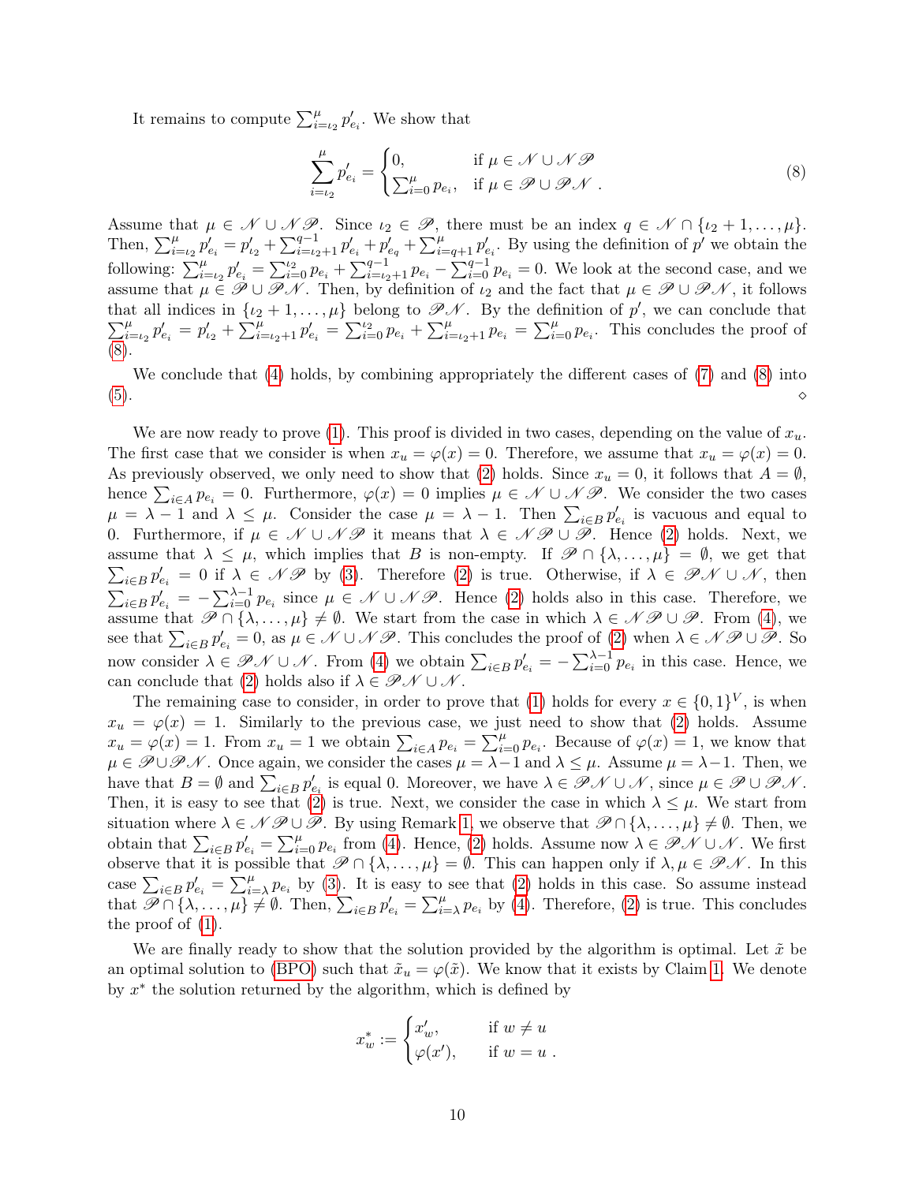It remains to compute $\sum_{i=\iota_2}^{\mu} p'_{e_i}$. We show that

$$\sum_{i=\iota_2}^{\mu} p'_{e_i} = \begin{cases} 0, & \text{if } \mu \in \mathscr{N} \cup \mathscr{NP} \\ \sum_{i=0}^{\mu} p_{e_i}, & \text{if } \mu \in \mathscr{P} \cup \mathscr{PN} \end{cases}. \tag{8}$$

Assume that $\mu \in \mathscr{N} \cup \mathscr{NP}$. Since $\iota_2 \in \mathscr{P}$, there must be an index $q \in \mathscr{N} \cap \{\iota_2 + 1, \dots, \mu\}$. Then, $\sum_{i=\iota_2}^{\mu} p'_{e_i} = p'_{\iota_2} + \sum_{i=\iota_2+1}^{q-1} p'_{e_i} + p'_{e_q} + \sum_{i=q+1}^{\mu} p'_{e_i}$. By using the definition of $p'$ we obtain the following: $\sum_{i=\iota_2}^{\mu} p'_{e_i} = \sum_{i=0}^{\iota_2} p_{e_i} + \sum_{i=\iota_2+1}^{q-1} p_{e_i} - \sum_{i=0}^{q-1} p_{e_i} = 0$. We look at the second case, and we assume that $\mu \in \mathscr{P} \cup \mathscr{PN}$. Then, by definition of $\iota_2$ and the fact that $\mu \in \mathscr{P} \cup \mathscr{PN}$, it follows that all indices in $\{\iota_2 + 1, \dots, \mu\}$ belong to $\mathscr{PN}$. By the definition of $p'$, we can conclude that $\sum_{i=\iota_2}^{\mu} p'_{e_i} = p'_{\iota_2} + \sum_{i=\iota_2+1}^{\mu} p'_{e_i} = \sum_{i=0}^{\iota_2} p_{e_i} + \sum_{i=\iota_2+1}^{\mu} p_{e_i} = \sum_{i=0}^{\mu} p_{e_i}$. This concludes the proof of (8).

We conclude that (4) holds, by combining appropriately the different cases of (7) and (8) into (5). ⋄

We are now ready to prove (1). This proof is divided in two cases, depending on the value of $x_u$. The first case that we consider is when $x_u = \varphi(x) = 0$. Therefore, we assume that $x_u = \varphi(x) = 0$. As previously observed, we only need to show that (2) holds. Since $x_u = 0$, it follows that $A = \emptyset$, hence $\sum_{i \in A} p_{e_i} = 0$. Furthermore, $\varphi(x) = 0$ implies $\mu \in \mathscr{N} \cup \mathscr{NP}$. We consider the two cases $\mu = \lambda - 1$ and $\lambda \le \mu$. Consider the case $\mu = \lambda - 1$. Then $\sum_{i \in B} p'_{e_i}$ is vacuous and equal to 0. Furthermore, if $\mu \in \mathscr{N} \cup \mathscr{NP}$ it means that $\lambda \in \mathscr{NP} \cup \mathscr{P}$. Hence (2) holds. Next, we assume that $\lambda \le \mu$, which implies that $B$ is non-empty. If $\mathscr{P} \cap \{\lambda, \dots, \mu\} = \emptyset$, we get that $\sum_{i \in B} p'_{e_i} = 0$ if $\lambda \in \mathscr{NP}$ by (3). Therefore (2) is true. Otherwise, if $\lambda \in \mathscr{PN} \cup \mathscr{N}$, then $\sum_{i \in B} p'_{e_i} = -\sum_{i=0}^{\lambda-1} p_{e_i}$ since $\mu \in \mathscr{N} \cup \mathscr{NP}$. Hence (2) holds also in this case. Therefore, we assume that $\mathscr{P} \cap \{\lambda, \dots, \mu\} \neq \emptyset$. We start from the case in which $\lambda \in \mathscr{NP} \cup \mathscr{P}$. From (4), we see that $\sum_{i \in B} p'_{e_i} = 0$, as $\mu \in \mathscr{N} \cup \mathscr{NP}$. This concludes the proof of (2) when $\lambda \in \mathscr{NP} \cup \mathscr{P}$. So now consider $\lambda \in \mathscr{PN} \cup \mathscr{N}$. From (4) we obtain $\sum_{i \in B} p'_{e_i} = -\sum_{i=0}^{\lambda-1} p_{e_i}$ in this case. Hence, we can conclude that (2) holds also if $\lambda \in \mathscr{PN} \cup \mathscr{N}$.

The remaining case to consider, in order to prove that (1) holds for every $x \in \{0,1\}^V$, is when $x_u = \varphi(x) = 1$. Similarly to the previous case, we just need to show that (2) holds. Assume $x_u = \varphi(x) = 1$. From $x_u = 1$ we obtain $\sum_{i \in A} p_{e_i} = \sum_{i=0}^{\mu} p_{e_i}$. Because of $\varphi(x) = 1$, we know that $\mu \in \mathscr{P} \cup \mathscr{PN}$. Once again, we consider the cases $\mu = \lambda - 1$ and $\lambda \le \mu$. Assume $\mu = \lambda - 1$. Then, we have that $B = \emptyset$ and $\sum_{i \in B} p'_{e_i}$ is equal 0. Moreover, we have $\lambda \in \mathscr{PN} \cup \mathscr{N}$, since $\mu \in \mathscr{P} \cup \mathscr{PN}$. Then, it is easy to see that (2) is true. Next, we consider the case in which $\lambda \le \mu$. We start from situation where $\lambda \in \mathscr{NP} \cup \mathscr{P}$. By using Remark 1, we observe that $\mathscr{P} \cap \{\lambda, \dots, \mu\} \neq \emptyset$. Then, we obtain that $\sum_{i \in B} p'_{e_i} = \sum_{i=0}^{\mu} p_{e_i}$ from (4). Hence, (2) holds. Assume now $\lambda \in \mathscr{PN} \cup \mathscr{N}$. We first observe that it is possible that $\mathscr{P} \cap \{\lambda, \dots, \mu\} = \emptyset$. This can happen only if $\lambda, \mu \in \mathscr{PN}$. In this case $\sum_{i \in B} p'_{e_i} = \sum_{i=\lambda}^{\mu} p_{e_i}$ by (3). It is easy to see that (2) holds in this case. So assume instead that $\mathscr{P} \cap \{\lambda, \dots, \mu\} \neq \emptyset$. Then, $\sum_{i \in B} p'_{e_i} = \sum_{i=\lambda}^{\mu} p_{e_i}$ by (4). Therefore, (2) is true. This concludes the proof of (1).

We are finally ready to show that the solution provided by the algorithm is optimal. Let $\tilde{x}$ be an optimal solution to (BPO) such that $\tilde{x}_u = \varphi(\tilde{x})$. We know that it exists by Claim 1. We denote by $x^*$ the solution returned by the algorithm, which is defined by

$$x^*_w := \begin{cases} x'_w, & \text{if } w \neq u \\ \varphi(x'), & \text{if } w = u \end{cases}.$$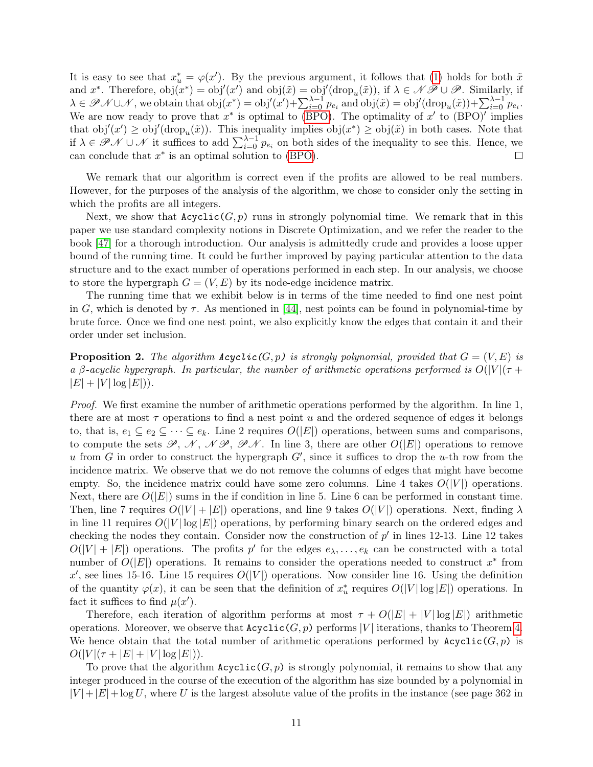It is easy to see that $x^*_u = \varphi(x')$. By the previous argument, it follows that (1) holds for both $\tilde{x}$ and $x^*$. Therefore, $\text{obj}(x^*) = \text{obj}'(x')$ and $\text{obj}(\tilde{x}) = \text{obj}'(\text{drop}_u(\tilde{x}))$, if $\lambda \in \mathscr{N}\mathscr{P} \cup \mathscr{P}$. Similarly, if $\lambda \in \mathscr{P}\mathscr{N} \cup \mathscr{N}$, we obtain that $\text{obj}(x^*) = \text{obj}'(x') + \sum_{i=0}^{\lambda-1} p_{e_i}$ and $\text{obj}(\tilde{x}) = \text{obj}'(\text{drop}_u(\tilde{x})) + \sum_{i=0}^{\lambda-1} p_{e_i}$. We are now ready to prove that $x^*$ is optimal to (BPO). The optimality of $x'$ to (BPO)$'$ implies that $\text{obj}'(x') \geq \text{obj}'(\text{drop}_u(\tilde{x}))$. This inequality implies $\text{obj}(x^*) \geq \text{obj}(\tilde{x})$ in both cases. Note that if $\lambda \in \mathscr{P}\mathscr{N} \cup \mathscr{N}$ it suffices to add $\sum_{i=0}^{\lambda-1} p_{e_i}$ on both sides of the inequality to see this. Hence, we can conclude that $x^*$ is an optimal solution to (BPO). □

We remark that our algorithm is correct even if the profits are allowed to be real numbers. However, for the purposes of the analysis of the algorithm, we chose to consider only the setting in which the profits are all integers.

Next, we show that `Acyclic`$(G, p)$ runs in strongly polynomial time. We remark that in this paper we use standard complexity notions in Discrete Optimization, and we refer the reader to the book [47] for a thorough introduction. Our analysis is admittedly crude and provides a loose upper bound of the running time. It could be further improved by paying particular attention to the data structure and to the exact number of operations performed in each step. In our analysis, we choose to store the hypergraph $G = (V, E)$ by its node-edge incidence matrix.

The running time that we exhibit below is in terms of the time needed to find one nest point in $G$, which is denoted by $\tau$. As mentioned in [44], nest points can be found in polynomial-time by brute force. Once we find one nest point, we also explicitly know the edges that contain it and their order under set inclusion.

**Proposition 2.** *The algorithm `Acyclic`$(G,p)$ is strongly polynomial, provided that $G = (V, E)$ is a $\beta$-acyclic hypergraph. In particular, the number of arithmetic operations performed is $O(|V|(\tau + |E| + |V| \log |E|))$.*

*Proof.* We first examine the number of arithmetic operations performed by the algorithm. In line 1, there are at most $\tau$ operations to find a nest point $u$ and the ordered sequence of edges it belongs to, that is, $e_1 \subseteq e_2 \subseteq \cdots \subseteq e_k$. Line 2 requires $O(|E|)$ operations, between sums and comparisons, to compute the sets $\mathscr{P}$, $\mathscr{N}$, $\mathscr{N}\mathscr{P}$, $\mathscr{P}\mathscr{N}$. In line 3, there are other $O(|E|)$ operations to remove $u$ from $G$ in order to construct the hypergraph $G'$, since it suffices to drop the $u$-th row from the incidence matrix. We observe that we do not remove the columns of edges that might have become empty. So, the incidence matrix could have some zero columns. Line 4 takes $O(|V|)$ operations. Next, there are $O(|E|)$ sums in the if condition in line 5. Line 6 can be performed in constant time. Then, line 7 requires $O(|V| + |E|)$ operations, and line 9 takes $O(|V|)$ operations. Next, finding $\lambda$ in line 11 requires $O(|V| \log |E|)$ operations, by performing binary search on the ordered edges and checking the nodes they contain. Consider now the construction of $p'$ in lines 12-13. Line 12 takes $O(|V| + |E|)$ operations. The profits $p'$ for the edges $e_\lambda, \ldots, e_k$ can be constructed with a total number of $O(|E|)$ operations. It remains to consider the operations needed to construct $x^*$ from $x'$, see lines 15-16. Line 15 requires $O(|V|)$ operations. Now consider line 16. Using the definition of the quantity $\varphi(x)$, it can be seen that the definition of $x^*_u$ requires $O(|V| \log |E|)$ operations. In fact it suffices to find $\mu(x')$.

Therefore, each iteration of algorithm performs at most $\tau + O(|E| + |V| \log |E|)$ arithmetic operations. Moreover, we observe that `Acyclic`$(G, p)$ performs $|V|$ iterations, thanks to Theorem 4. We hence obtain that the total number of arithmetic operations performed by `Acyclic`$(G, p)$ is $O(|V|(\tau + |E| + |V| \log |E|))$.

To prove that the algorithm `Acyclic`$(G, p)$ is strongly polynomial, it remains to show that any integer produced in the course of the execution of the algorithm has size bounded by a polynomial in $|V| + |E| + \log U$, where $U$ is the largest absolute value of the profits in the instance (see page 362 in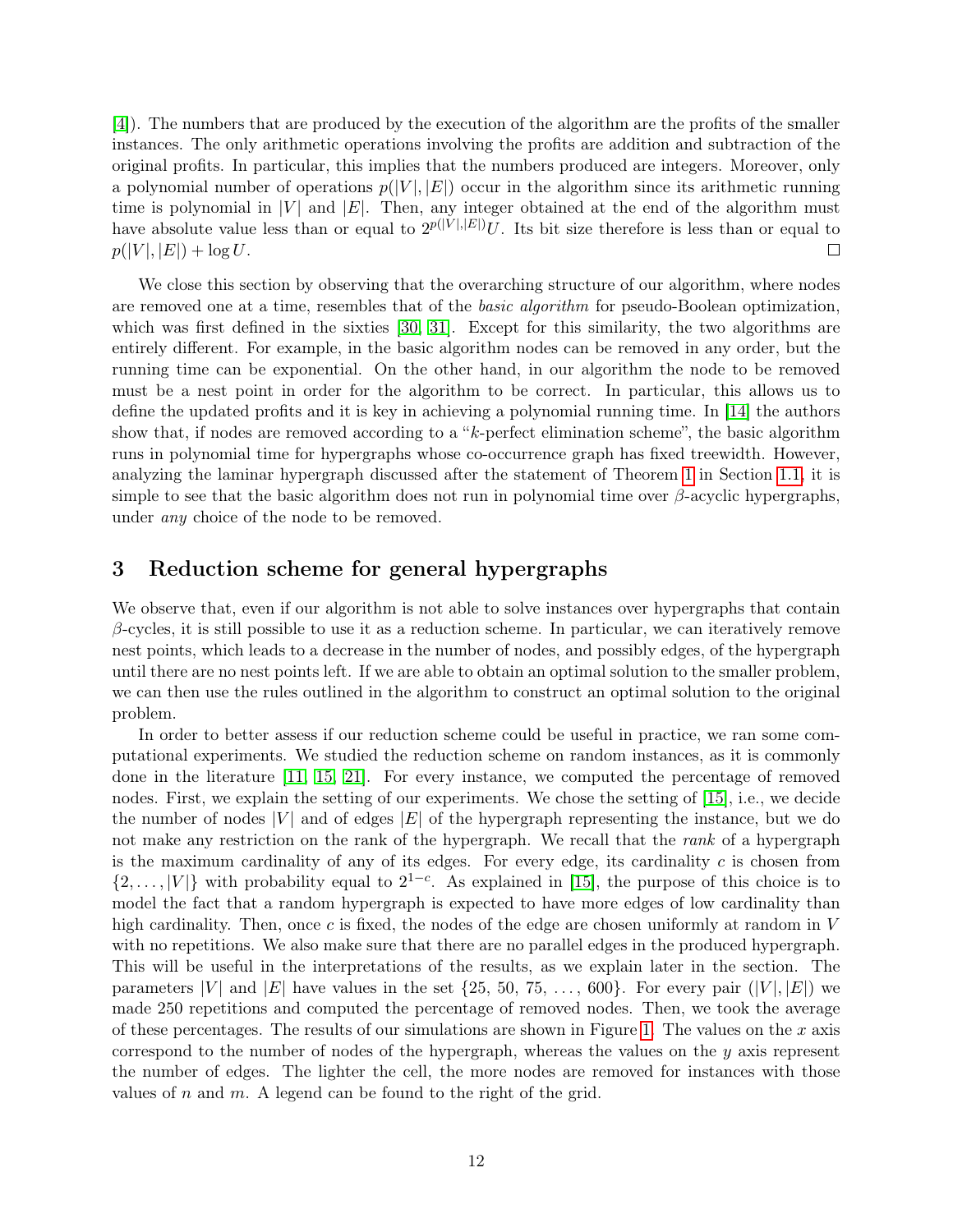[4]). The numbers that are produced by the execution of the algorithm are the profits of the smaller instances. The only arithmetic operations involving the profits are addition and subtraction of the original profits. In particular, this implies that the numbers produced are integers. Moreover, only a polynomial number of operations $p(|V|, |E|)$ occur in the algorithm since its arithmetic running time is polynomial in $|V|$ and $|E|$. Then, any integer obtained at the end of the algorithm must have absolute value less than or equal to $2^{p(|V|,|E|)}U$. Its bit size therefore is less than or equal to $p(|V|, |E|) + \log U$. □

We close this section by observing that the overarching structure of our algorithm, where nodes are removed one at a time, resembles that of the *basic algorithm* for pseudo-Boolean optimization, which was first defined in the sixties [30, 31]. Except for this similarity, the two algorithms are entirely different. For example, in the basic algorithm nodes can be removed in any order, but the running time can be exponential. On the other hand, in our algorithm the node to be removed must be a nest point in order for the algorithm to be correct. In particular, this allows us to define the updated profits and it is key in achieving a polynomial running time. In [14] the authors show that, if nodes are removed according to a "$k$-perfect elimination scheme", the basic algorithm runs in polynomial time for hypergraphs whose co-occurrence graph has fixed treewidth. However, analyzing the laminar hypergraph discussed after the statement of Theorem 1 in Section 1.1, it is simple to see that the basic algorithm does not run in polynomial time over $\beta$-acyclic hypergraphs, under *any* choice of the node to be removed.

## 3 Reduction scheme for general hypergraphs

We observe that, even if our algorithm is not able to solve instances over hypergraphs that contain $\beta$-cycles, it is still possible to use it as a reduction scheme. In particular, we can iteratively remove nest points, which leads to a decrease in the number of nodes, and possibly edges, of the hypergraph until there are no nest points left. If we are able to obtain an optimal solution to the smaller problem, we can then use the rules outlined in the algorithm to construct an optimal solution to the original problem.

In order to better assess if our reduction scheme could be useful in practice, we ran some computational experiments. We studied the reduction scheme on random instances, as it is commonly done in the literature [11, 15, 21]. For every instance, we computed the percentage of removed nodes. First, we explain the setting of our experiments. We chose the setting of [15], i.e., we decide the number of nodes $|V|$ and of edges $|E|$ of the hypergraph representing the instance, but we do not make any restriction on the rank of the hypergraph. We recall that the *rank* of a hypergraph is the maximum cardinality of any of its edges. For every edge, its cardinality $c$ is chosen from $\{2, \ldots, |V|\}$ with probability equal to $2^{1-c}$. As explained in [15], the purpose of this choice is to model the fact that a random hypergraph is expected to have more edges of low cardinality than high cardinality. Then, once $c$ is fixed, the nodes of the edge are chosen uniformly at random in $V$ with no repetitions. We also make sure that there are no parallel edges in the produced hypergraph. This will be useful in the interpretations of the results, as we explain later in the section. The parameters $|V|$ and $|E|$ have values in the set $\{25, 50, 75, \ldots, 600\}$. For every pair $(|V|, |E|)$ we made 250 repetitions and computed the percentage of removed nodes. Then, we took the average of these percentages. The results of our simulations are shown in Figure 1. The values on the $x$ axis correspond to the number of nodes of the hypergraph, whereas the values on the $y$ axis represent the number of edges. The lighter the cell, the more nodes are removed for instances with those values of $n$ and $m$. A legend can be found to the right of the grid.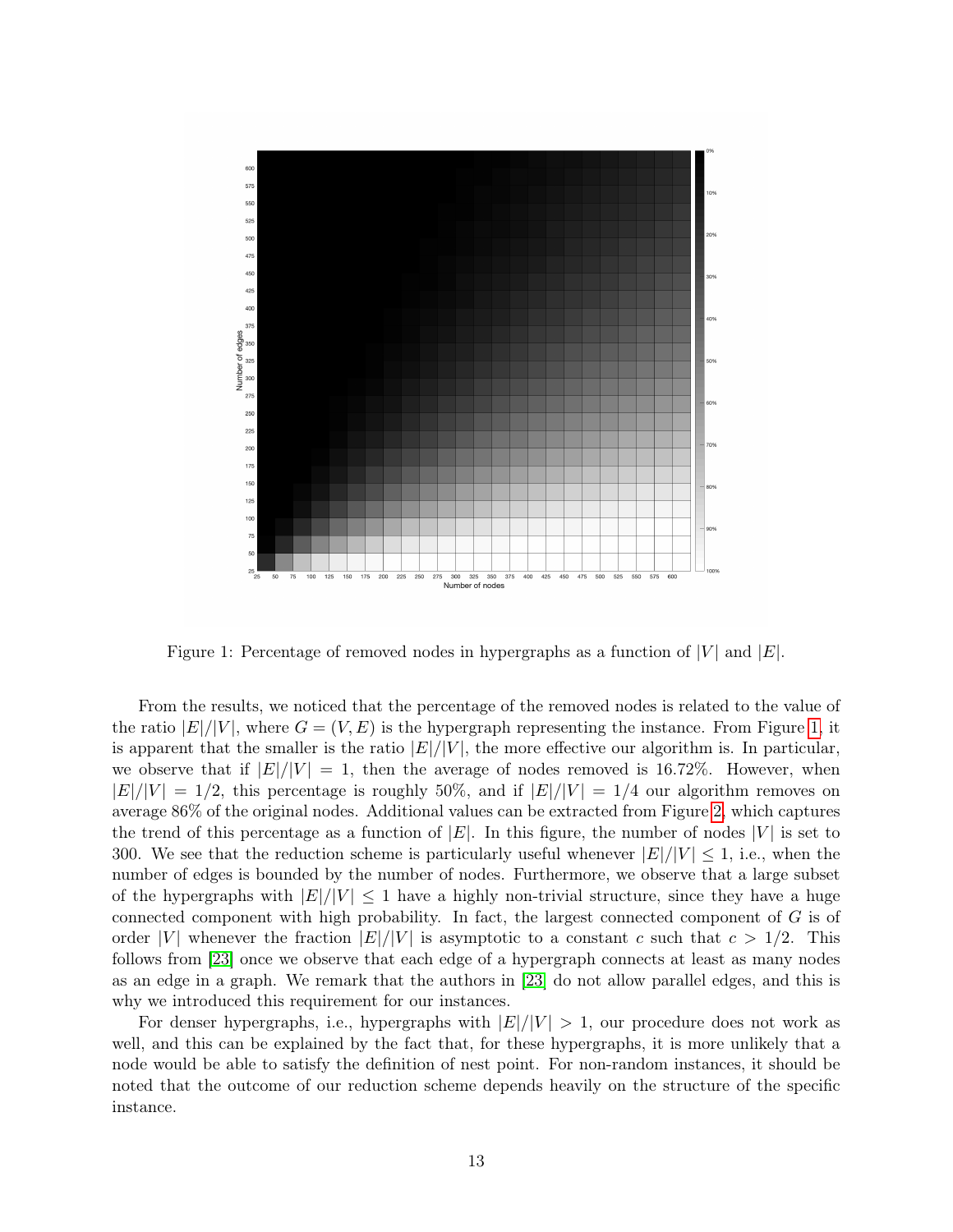Figure 1: Percentage of removed nodes in hypergraphs as a function of $|V|$ and $|E|$.

From the results, we noticed that the percentage of the removed nodes is related to the value of the ratio $|E|/|V|$, where $G = (V, E)$ is the hypergraph representing the instance. From Figure 1, it is apparent that the smaller is the ratio $|E|/|V|$, the more effective our algorithm is. In particular, we observe that if $|E|/|V| = 1$, then the average of nodes removed is 16.72%. However, when $|E|/|V| = 1/2$, this percentage is roughly 50%, and if $|E|/|V| = 1/4$ our algorithm removes on average 86% of the original nodes. Additional values can be extracted from Figure 2, which captures the trend of this percentage as a function of $|E|$. In this figure, the number of nodes $|V|$ is set to 300. We see that the reduction scheme is particularly useful whenever $|E|/|V| \leq 1$, i.e., when the number of edges is bounded by the number of nodes. Furthermore, we observe that a large subset of the hypergraphs with $|E|/|V| \leq 1$ have a highly non-trivial structure, since they have a huge connected component with high probability. In fact, the largest connected component of $G$ is of order $|V|$ whenever the fraction $|E|/|V|$ is asymptotic to a constant $c$ such that $c > 1/2$. This follows from [23] once we observe that each edge of a hypergraph connects at least as many nodes as an edge in a graph. We remark that the authors in [23] do not allow parallel edges, and this is why we introduced this requirement for our instances.

For denser hypergraphs, i.e., hypergraphs with $|E|/|V| > 1$, our procedure does not work as well, and this can be explained by the fact that, for these hypergraphs, it is more unlikely that a node would be able to satisfy the definition of nest point. For non-random instances, it should be noted that the outcome of our reduction scheme depends heavily on the structure of the specific instance.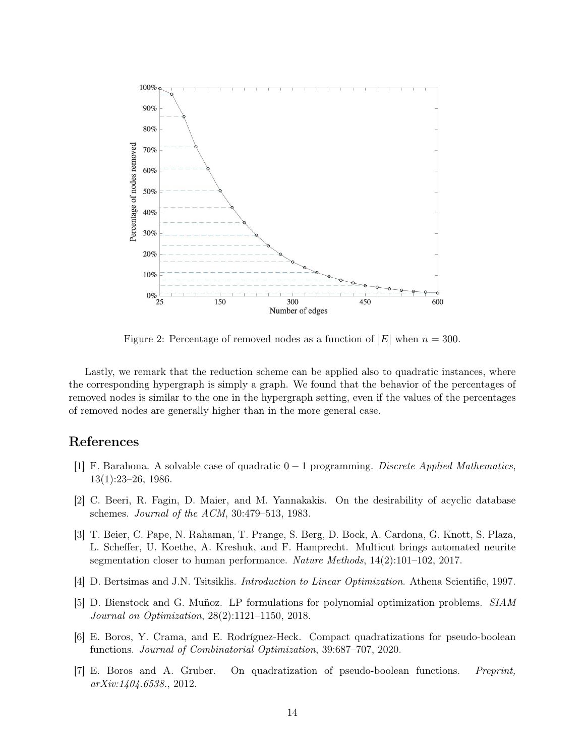Figure 2: Percentage of removed nodes as a function of $|E|$ when $n = 300$.

Lastly, we remark that the reduction scheme can be applied also to quadratic instances, where the corresponding hypergraph is simply a graph. We found that the behavior of the percentages of removed nodes is similar to the one in the hypergraph setting, even if the values of the percentages of removed nodes are generally higher than in the more general case.

## References

[1] F. Barahona. A solvable case of quadratic $0-1$ programming. *Discrete Applied Mathematics*, 13(1):23–26, 1986.

[2] C. Beeri, R. Fagin, D. Maier, and M. Yannakakis. On the desirability of acyclic database schemes. *Journal of the ACM*, 30:479–513, 1983.

[3] T. Beier, C. Pape, N. Rahaman, T. Prange, S. Berg, D. Bock, A. Cardona, G. Knott, S. Plaza, L. Scheffer, U. Koethe, A. Kreshuk, and F. Hamprecht. Multicut brings automated neurite segmentation closer to human performance. *Nature Methods*, 14(2):101–102, 2017.

[4] D. Bertsimas and J.N. Tsitsiklis. *Introduction to Linear Optimization*. Athena Scientific, 1997.

[5] D. Bienstock and G. Muñoz. LP formulations for polynomial optimization problems. *SIAM Journal on Optimization*, 28(2):1121–1150, 2018.

[6] E. Boros, Y. Crama, and E. Rodríguez-Heck. Compact quadratizations for pseudo-boolean functions. *Journal of Combinatorial Optimization*, 39:687–707, 2020.

[7] E. Boros and A. Gruber. On quadratization of pseudo-boolean functions. *Preprint, arXiv:1404.6538.*, 2012.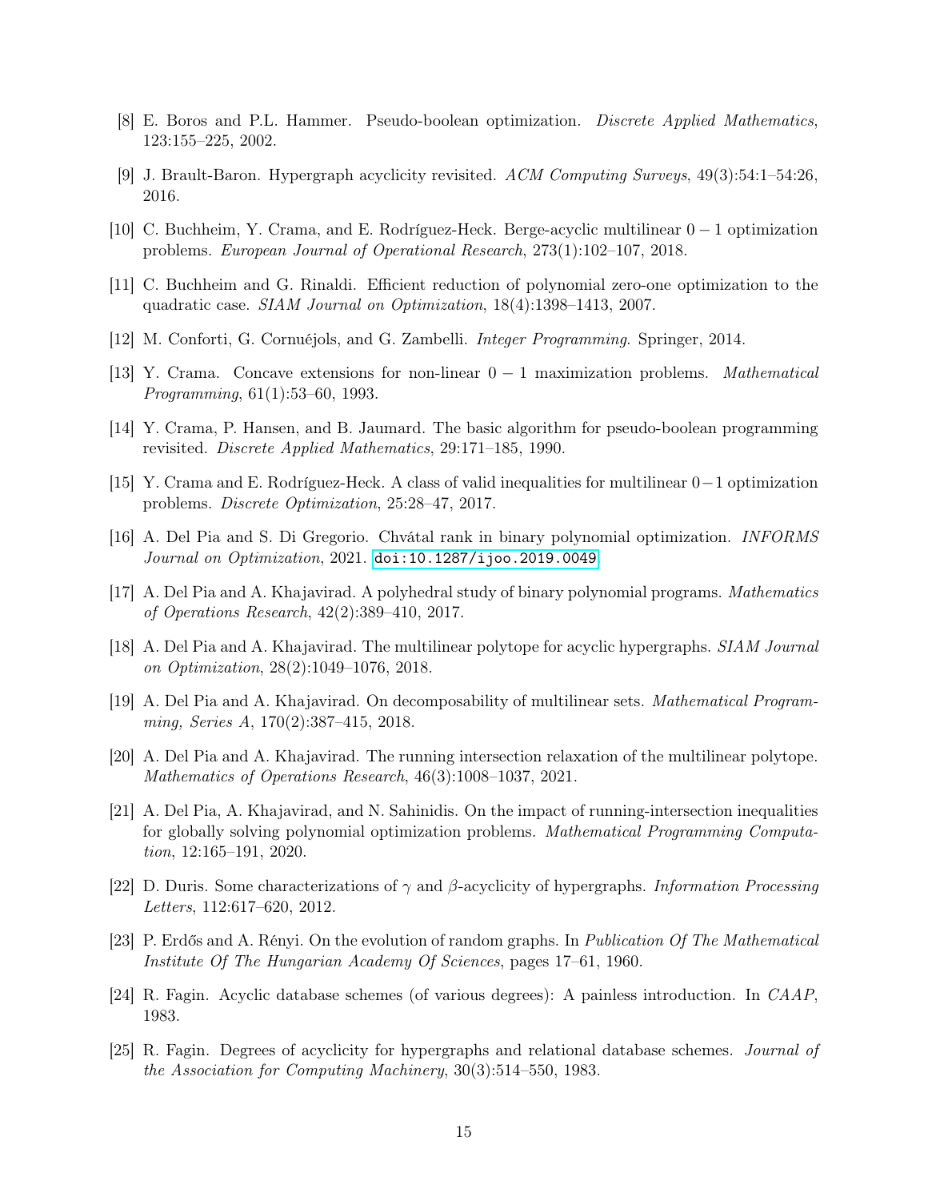[8] E. Boros and P.L. Hammer. Pseudo-boolean optimization. *Discrete Applied Mathematics*, 123:155–225, 2002.

[9] J. Brault-Baron. Hypergraph acyclicity revisited. *ACM Computing Surveys*, 49(3):54:1–54:26, 2016.

[10] C. Buchheim, Y. Crama, and E. Rodríguez-Heck. Berge-acyclic multilinear $0-1$ optimization problems. *European Journal of Operational Research*, 273(1):102–107, 2018.

[11] C. Buchheim and G. Rinaldi. Efficient reduction of polynomial zero-one optimization to the quadratic case. *SIAM Journal on Optimization*, 18(4):1398–1413, 2007.

[12] M. Conforti, G. Cornuéjols, and G. Zambelli. *Integer Programming*. Springer, 2014.

[13] Y. Crama. Concave extensions for non-linear $0-1$ maximization problems. *Mathematical Programming*, 61(1):53–60, 1993.

[14] Y. Crama, P. Hansen, and B. Jaumard. The basic algorithm for pseudo-boolean programming revisited. *Discrete Applied Mathematics*, 29:171–185, 1990.

[15] Y. Crama and E. Rodríguez-Heck. A class of valid inequalities for multilinear $0-1$ optimization problems. *Discrete Optimization*, 25:28–47, 2017.

[16] A. Del Pia and S. Di Gregorio. Chvátal rank in binary polynomial optimization. *INFORMS Journal on Optimization*, 2021. doi:10.1287/ijoo.2019.0049.

[17] A. Del Pia and A. Khajavirad. A polyhedral study of binary polynomial programs. *Mathematics of Operations Research*, 42(2):389–410, 2017.

[18] A. Del Pia and A. Khajavirad. The multilinear polytope for acyclic hypergraphs. *SIAM Journal on Optimization*, 28(2):1049–1076, 2018.

[19] A. Del Pia and A. Khajavirad. On decomposability of multilinear sets. *Mathematical Programming, Series A*, 170(2):387–415, 2018.

[20] A. Del Pia and A. Khajavirad. The running intersection relaxation of the multilinear polytope. *Mathematics of Operations Research*, 46(3):1008–1037, 2021.

[21] A. Del Pia, A. Khajavirad, and N. Sahinidis. On the impact of running-intersection inequalities for globally solving polynomial optimization problems. *Mathematical Programming Computation*, 12:165–191, 2020.

[22] D. Duris. Some characterizations of $\gamma$ and $\beta$-acyclicity of hypergraphs. *Information Processing Letters*, 112:617–620, 2012.

[23] P. Erdős and A. Rényi. On the evolution of random graphs. In *Publication Of The Mathematical Institute Of The Hungarian Academy Of Sciences*, pages 17–61, 1960.

[24] R. Fagin. Acyclic database schemes (of various degrees): A painless introduction. In *CAAP*, 1983.

[25] R. Fagin. Degrees of acyclicity for hypergraphs and relational database schemes. *Journal of the Association for Computing Machinery*, 30(3):514–550, 1983.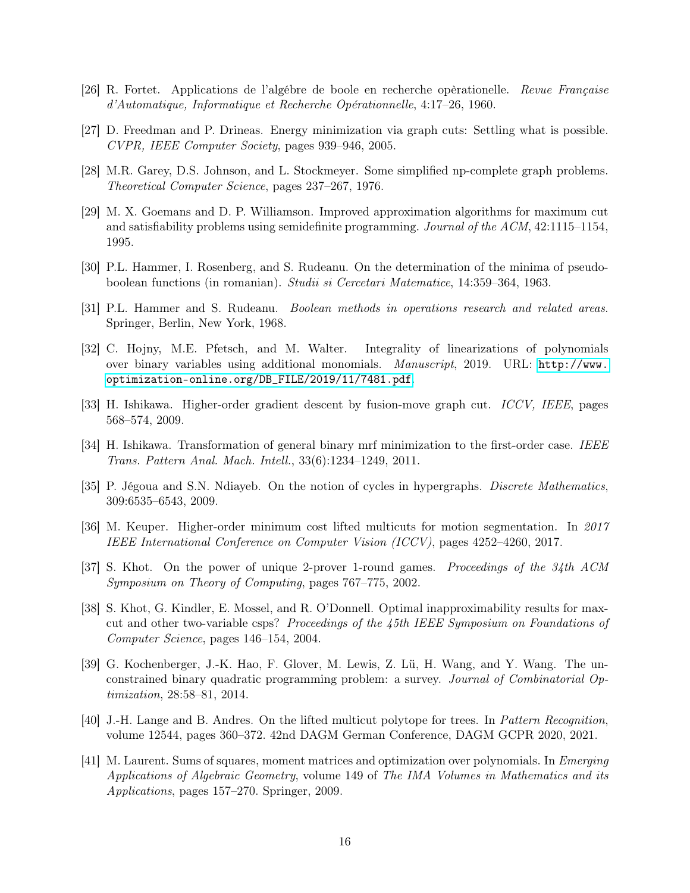[26] R. Fortet. Applications de l'algébre de boole en recherche opèrationelle. *Revue Française d'Automatique, Informatique et Recherche Opérationnelle*, 4:17–26, 1960.

[27] D. Freedman and P. Drineas. Energy minimization via graph cuts: Settling what is possible. *CVPR, IEEE Computer Society*, pages 939–946, 2005.

[28] M.R. Garey, D.S. Johnson, and L. Stockmeyer. Some simplified np-complete graph problems. *Theoretical Computer Science*, pages 237–267, 1976.

[29] M. X. Goemans and D. P. Williamson. Improved approximation algorithms for maximum cut and satisfiability problems using semidefinite programming. *Journal of the ACM*, 42:1115–1154, 1995.

[30] P.L. Hammer, I. Rosenberg, and S. Rudeanu. On the determination of the minima of pseudo-boolean functions (in romanian). *Studii si Cercetari Matematice*, 14:359–364, 1963.

[31] P.L. Hammer and S. Rudeanu. *Boolean methods in operations research and related areas.* Springer, Berlin, New York, 1968.

[32] C. Hojny, M.E. Pfetsch, and M. Walter. Integrality of linearizations of polynomials over binary variables using additional monomials. *Manuscript*, 2019. URL: http://www.optimization-online.org/DB_FILE/2019/11/7481.pdf.

[33] H. Ishikawa. Higher-order gradient descent by fusion-move graph cut. *ICCV, IEEE*, pages 568–574, 2009.

[34] H. Ishikawa. Transformation of general binary mrf minimization to the first-order case. *IEEE Trans. Pattern Anal. Mach. Intell.*, 33(6):1234–1249, 2011.

[35] P. Jégoua and S.N. Ndiayeb. On the notion of cycles in hypergraphs. *Discrete Mathematics*, 309:6535–6543, 2009.

[36] M. Keuper. Higher-order minimum cost lifted multicuts for motion segmentation. In *2017 IEEE International Conference on Computer Vision (ICCV)*, pages 4252–4260, 2017.

[37] S. Khot. On the power of unique 2-prover 1-round games. *Proceedings of the 34th ACM Symposium on Theory of Computing*, pages 767–775, 2002.

[38] S. Khot, G. Kindler, E. Mossel, and R. O'Donnell. Optimal inapproximability results for max-cut and other two-variable csps? *Proceedings of the 45th IEEE Symposium on Foundations of Computer Science*, pages 146–154, 2004.

[39] G. Kochenberger, J.-K. Hao, F. Glover, M. Lewis, Z. Lü, H. Wang, and Y. Wang. The unconstrained binary quadratic programming problem: a survey. *Journal of Combinatorial Optimization*, 28:58–81, 2014.

[40] J.-H. Lange and B. Andres. On the lifted multicut polytope for trees. In *Pattern Recognition*, volume 12544, pages 360–372. 42nd DAGM German Conference, DAGM GCPR 2020, 2021.

[41] M. Laurent. Sums of squares, moment matrices and optimization over polynomials. In *Emerging Applications of Algebraic Geometry*, volume 149 of *The IMA Volumes in Mathematics and its Applications*, pages 157–270. Springer, 2009.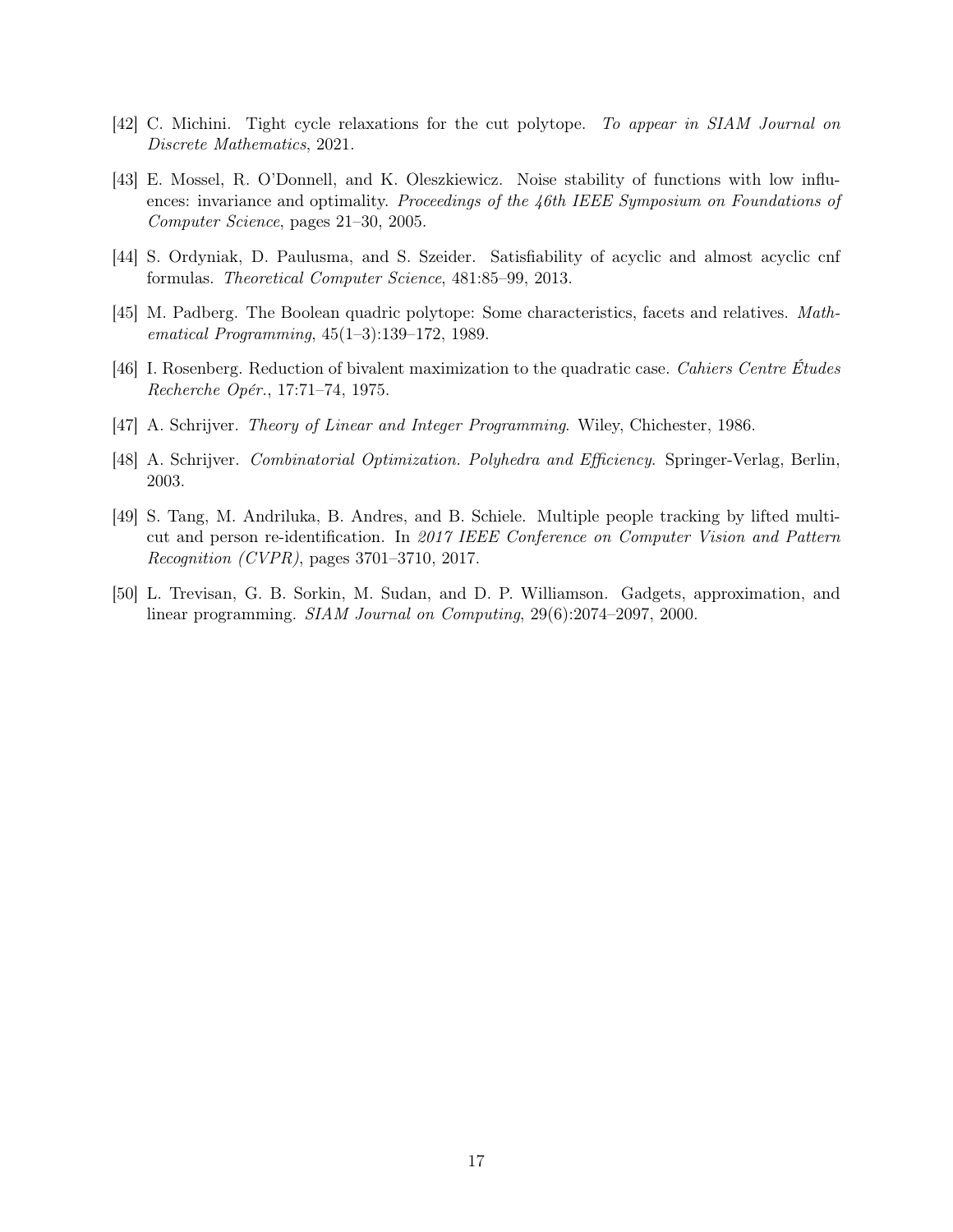[42] C. Michini. Tight cycle relaxations for the cut polytope. *To appear in SIAM Journal on Discrete Mathematics*, 2021.

[43] E. Mossel, R. O'Donnell, and K. Oleszkiewicz. Noise stability of functions with low influences: invariance and optimality. *Proceedings of the 46th IEEE Symposium on Foundations of Computer Science*, pages 21–30, 2005.

[44] S. Ordyniak, D. Paulusma, and S. Szeider. Satisfiability of acyclic and almost acyclic cnf formulas. *Theoretical Computer Science*, 481:85–99, 2013.

[45] M. Padberg. The Boolean quadric polytope: Some characteristics, facets and relatives. *Mathematical Programming*, 45(1–3):139–172, 1989.

[46] I. Rosenberg. Reduction of bivalent maximization to the quadratic case. *Cahiers Centre Études Recherche Opér.*, 17:71–74, 1975.

[47] A. Schrijver. *Theory of Linear and Integer Programming*. Wiley, Chichester, 1986.

[48] A. Schrijver. *Combinatorial Optimization. Polyhedra and Efficiency.* Springer-Verlag, Berlin, 2003.

[49] S. Tang, M. Andriluka, B. Andres, and B. Schiele. Multiple people tracking by lifted multicut and person re-identification. In *2017 IEEE Conference on Computer Vision and Pattern Recognition (CVPR)*, pages 3701–3710, 2017.

[50] L. Trevisan, G. B. Sorkin, M. Sudan, and D. P. Williamson. Gadgets, approximation, and linear programming. *SIAM Journal on Computing*, 29(6):2074–2097, 2000.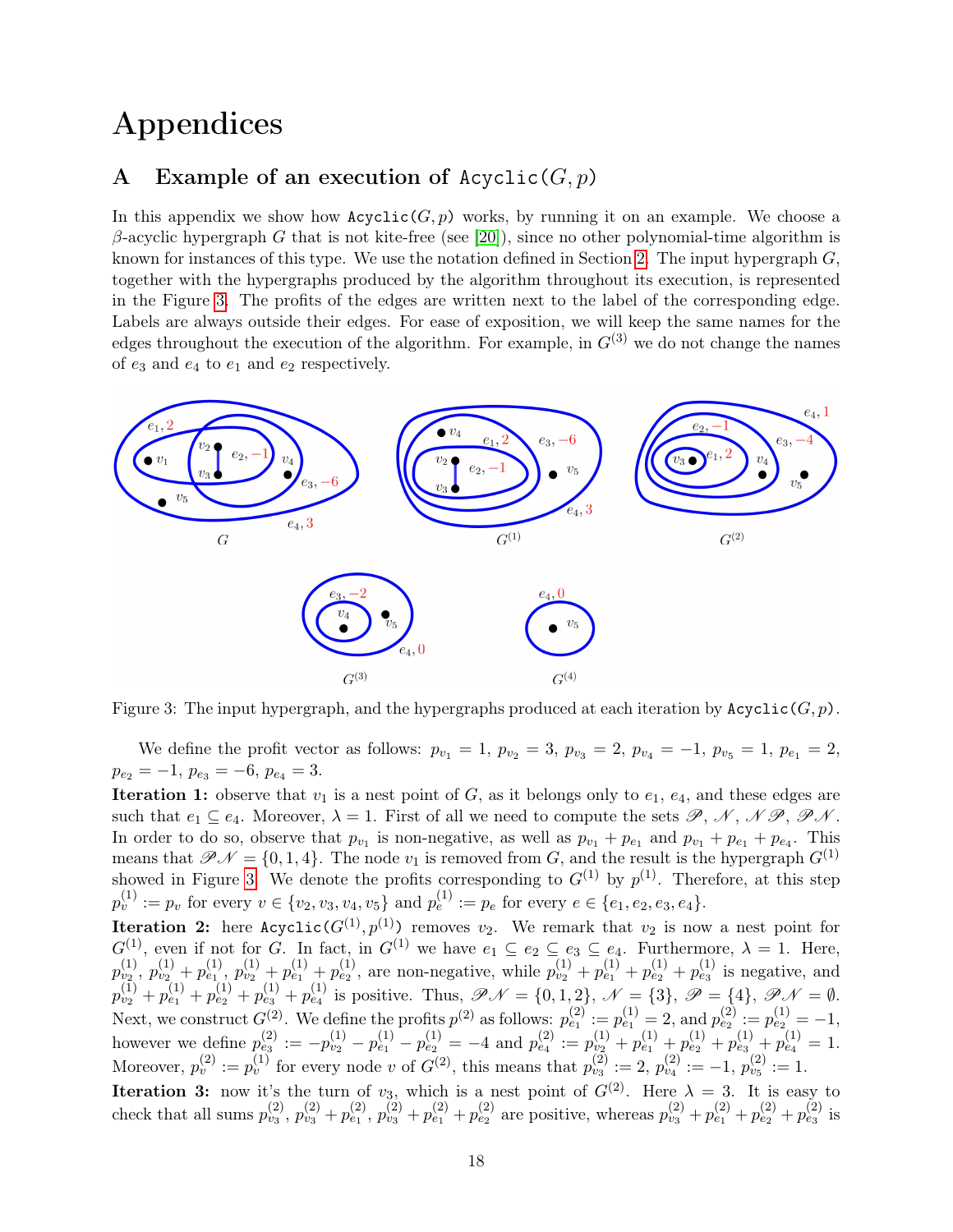# Appendices

## A Example of an execution of `Acyclic(G, p)`

In this appendix we show how `Acyclic(G,p)` works, by running it on an example. We choose a $\beta$-acyclic hypergraph $G$ that is not kite-free (see [20]), since no other polynomial-time algorithm is known for instances of this type. We use the notation defined in Section 2. The input hypergraph $G$, together with the hypergraphs produced by the algorithm throughout its execution, is represented in the Figure 3. The profits of the edges are written next to the label of the corresponding edge. Labels are always outside their edges. For ease of exposition, we will keep the same names for the edges throughout the execution of the algorithm. For example, in $G^{(3)}$ we do not change the names of $e_3$ and $e_4$ to $e_1$ and $e_2$ respectively.

Figure 3: The input hypergraph, and the hypergraphs produced at each iteration by `Acyclic(G,p)`.

We define the profit vector as follows: $p_{v_1} = 1$, $p_{v_2} = 3$, $p_{v_3} = 2$, $p_{v_4} = -1$, $p_{v_5} = 1$, $p_{e_1} = 2$, $p_{e_2} = -1$, $p_{e_3} = -6$, $p_{e_4} = 3$.

**Iteration 1:** observe that $v_1$ is a nest point of $G$, as it belongs only to $e_1$, $e_4$, and these edges are such that $e_1 \subseteq e_4$. Moreover, $\lambda = 1$. First of all we need to compute the sets $\mathscr{P}$, $\mathscr{N}$, $\mathscr{NP}$, $\mathscr{PN}$. In order to do so, observe that $p_{v_1}$ is non-negative, as well as $p_{v_1} + p_{e_1}$ and $p_{v_1} + p_{e_1} + p_{e_4}$. This means that $\mathscr{PN} = \{0, 1, 4\}$. The node $v_1$ is removed from $G$, and the result is the hypergraph $G^{(1)}$ showed in Figure 3. We denote the profits corresponding to $G^{(1)}$ by $p^{(1)}$. Therefore, at this step $p^{(1)}_v := p_v$ for every $v \in \{v_2, v_3, v_4, v_5\}$ and $p^{(1)}_e := p_e$ for every $e \in \{e_1, e_2, e_3, e_4\}$.

**Iteration 2:** here `Acyclic(`$G^{(1)}, p^{(1)}$`)` removes $v_2$. We remark that $v_2$ is now a nest point for $G^{(1)}$, even if not for $G$. In fact, in $G^{(1)}$ we have $e_1 \subseteq e_2 \subseteq e_3 \subseteq e_4$. Furthermore, $\lambda = 1$. Here, $p^{(1)}_{v_2}$, $p^{(1)}_{v_2} + p^{(1)}_{e_1}$, $p^{(1)}_{v_2} + p^{(1)}_{e_1} + p^{(1)}_{e_2}$, are non-negative, while $p^{(1)}_{v_2} + p^{(1)}_{e_1} + p^{(1)}_{e_2} + p^{(1)}_{e_3}$ is negative, and $p^{(1)}_{v_2} + p^{(1)}_{e_1} + p^{(1)}_{e_2} + p^{(1)}_{e_3} + p^{(1)}_{e_4}$ is positive. Thus, $\mathscr{PN} = \{0, 1, 2\}$, $\mathscr{N} = \{3\}$, $\mathscr{P} = \{4\}$, $\mathscr{PN} = \emptyset$. Next, we construct $G^{(2)}$. We define the profits $p^{(2)}$ as follows: $p^{(2)}_{e_1} := p^{(1)}_{e_1} = 2$, and $p^{(2)}_{e_2} := p^{(1)}_{e_2} = -1$, however we define $p^{(2)}_{e_3} := -p^{(1)}_{v_2} - p^{(1)}_{e_1} - p^{(1)}_{e_2} = -4$ and $p^{(2)}_{e_4} := p^{(1)}_{v_2} + p^{(1)}_{e_1} + p^{(1)}_{e_2} + p^{(1)}_{e_3} + p^{(1)}_{e_4} = 1$. Moreover, $p^{(2)}_v := p^{(1)}_v$ for every node $v$ of $G^{(2)}$, this means that $p^{(2)}_{v_3} := 2$, $p^{(2)}_{v_4} := -1$, $p^{(2)}_{v_5} := 1$.

**Iteration 3:** now it's the turn of $v_3$, which is a nest point of $G^{(2)}$. Here $\lambda = 3$. It is easy to check that all sums $p^{(2)}_{v_3}$, $p^{(2)}_{v_3} + p^{(2)}_{e_1}$, $p^{(2)}_{v_3} + p^{(2)}_{e_1} + p^{(2)}_{e_2}$ are positive, whereas $p^{(2)}_{v_3} + p^{(2)}_{e_1} + p^{(2)}_{e_2} + p^{(2)}_{e_3}$ is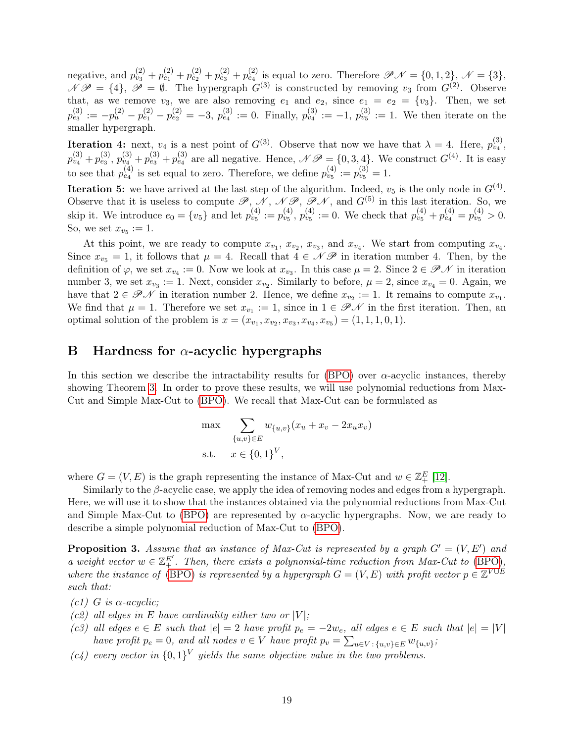negative, and $p_{v_3}^{(2)} + p_{e_1}^{(2)} + p_{e_2}^{(2)} + p_{e_3}^{(2)} + p_{e_4}^{(2)}$ is equal to zero. Therefore $\mathscr{PN} = \{0, 1, 2\}$, $\mathscr{N} = \{3\}$, $\mathscr{NP} = \{4\}$, $\mathscr{P} = \emptyset$. The hypergraph $G^{(3)}$ is constructed by removing $v_3$ from $G^{(2)}$. Observe that, as we remove $v_3$, we are also removing $e_1$ and $e_2$, since $e_1 = e_2 = \{v_3\}$. Then, we set $p_{e_3}^{(3)} := -p_u^{(2)} - p_{e_1}^{(2)} - p_{e_2}^{(2)} = -3$, $p_{e_4}^{(3)} := 0$. Finally, $p_{v_4}^{(3)} := -1$, $p_{v_5}^{(3)} := 1$. We then iterate on the smaller hypergraph.

**Iteration 4:** next, $v_4$ is a nest point of $G^{(3)}$. Observe that now we have that $\lambda = 4$. Here, $p_{v_4}^{(3)}$, $p_{v_4}^{(3)} + p_{e_3}^{(3)}$, $p_{v_4}^{(3)} + p_{e_3}^{(3)} + p_{e_4}^{(3)}$ are all negative. Hence, $\mathscr{NP} = \{0, 3, 4\}$. We construct $G^{(4)}$. It is easy to see that $p_{e_4}^{(4)}$ is set equal to zero. Therefore, we define $p_{v_5}^{(4)} := p_{v_5}^{(3)} = 1$.

**Iteration 5:** we have arrived at the last step of the algorithm. Indeed, $v_5$ is the only node in $G^{(4)}$. Observe that it is useless to compute $\mathscr{P}$, $\mathscr{N}$, $\mathscr{NP}$, $\mathscr{PN}$, and $G^{(5)}$ in this last iteration. So, we skip it. We introduce $e_0 = \{v_5\}$ and let $p_{v_5}^{(4)} := p_{v_5}^{(4)}$, $p_{v_5}^{(4)} := 0$. We check that $p_{v_5}^{(4)} + p_{e_4}^{(4)} = p_{v_5}^{(4)} > 0$. So, we set $x_{v_5} := 1$.

At this point, we are ready to compute $x_{v_1}$, $x_{v_2}$, $x_{v_3}$, and $x_{v_4}$. We start from computing $x_{v_4}$. Since $x_{v_5} = 1$, it follows that $\mu = 4$. Recall that $4 \in \mathscr{NP}$ in iteration number 4. Then, by the definition of $\varphi$, we set $x_{v_4} := 0$. Now we look at $x_{v_3}$. In this case $\mu = 2$. Since $2 \in \mathscr{PN}$ in iteration number 3, we set $x_{v_3} := 1$. Next, consider $x_{v_2}$. Similarly to before, $\mu = 2$, since $x_{v_4} = 0$. Again, we have that $2 \in \mathscr{PN}$ in iteration number 2. Hence, we define $x_{v_2} := 1$. It remains to compute $x_{v_1}$. We find that $\mu = 1$. Therefore we set $x_{v_1} := 1$, since in $1 \in \mathscr{PN}$ in the first iteration. Then, an optimal solution of the problem is $x = (x_{v_1}, x_{v_2}, x_{v_3}, x_{v_4}, x_{v_5}) = (1, 1, 1, 0, 1)$.

# B Hardness for $\alpha$-acyclic hypergraphs

In this section we describe the intractability results for (BPO) over $\alpha$-acyclic instances, thereby showing Theorem 3. In order to prove these results, we will use polynomial reductions from Max-Cut and Simple Max-Cut to (BPO). We recall that Max-Cut can be formulated as

$$
\begin{aligned}
\max \quad & \sum_{\{u,v\} \in E} w_{\{u,v\}} (x_u + x_v - 2 x_u x_v) \\
\text{s.t.} \quad & x \in \{0,1\}^V,
\end{aligned}
$$

where $G = (V, E)$ is the graph representing the instance of Max-Cut and $w \in \mathbb{Z}_+^E$ [12].

Similarly to the $\beta$-acyclic case, we apply the idea of removing nodes and edges from a hypergraph. Here, we will use it to show that the instances obtained via the polynomial reductions from Max-Cut and Simple Max-Cut to (BPO) are represented by $\alpha$-acyclic hypergraphs. Now, we are ready to describe a simple polynomial reduction of Max-Cut to (BPO).

**Proposition 3.** *Assume that an instance of Max-Cut is represented by a graph $G' = (V, E')$ and a weight vector $w \in \mathbb{Z}_+^{E'}$. Then, there exists a polynomial-time reduction from Max-Cut to (BPO), where the instance of (BPO) is represented by a hypergraph $G = (V, E)$ with profit vector $p \in \mathbb{Z}^{V \cup E}$ such that:*

*(c1) $G$ is $\alpha$-acyclic;*

*(c2) all edges in $E$ have cardinality either two or $|V|$;*

*(c3) all edges $e \in E$ such that $|e| = 2$ have profit $p_e = -2w_e$, all edges $e \in E$ such that $|e| = |V|$ have profit $p_e = 0$, and all nodes $v \in V$ have profit $p_v = \sum_{u \in V : \{u,v\} \in E} w_{\{u,v\}}$;*

*(c4) every vector in $\{0,1\}^V$ yields the same objective value in the two problems.*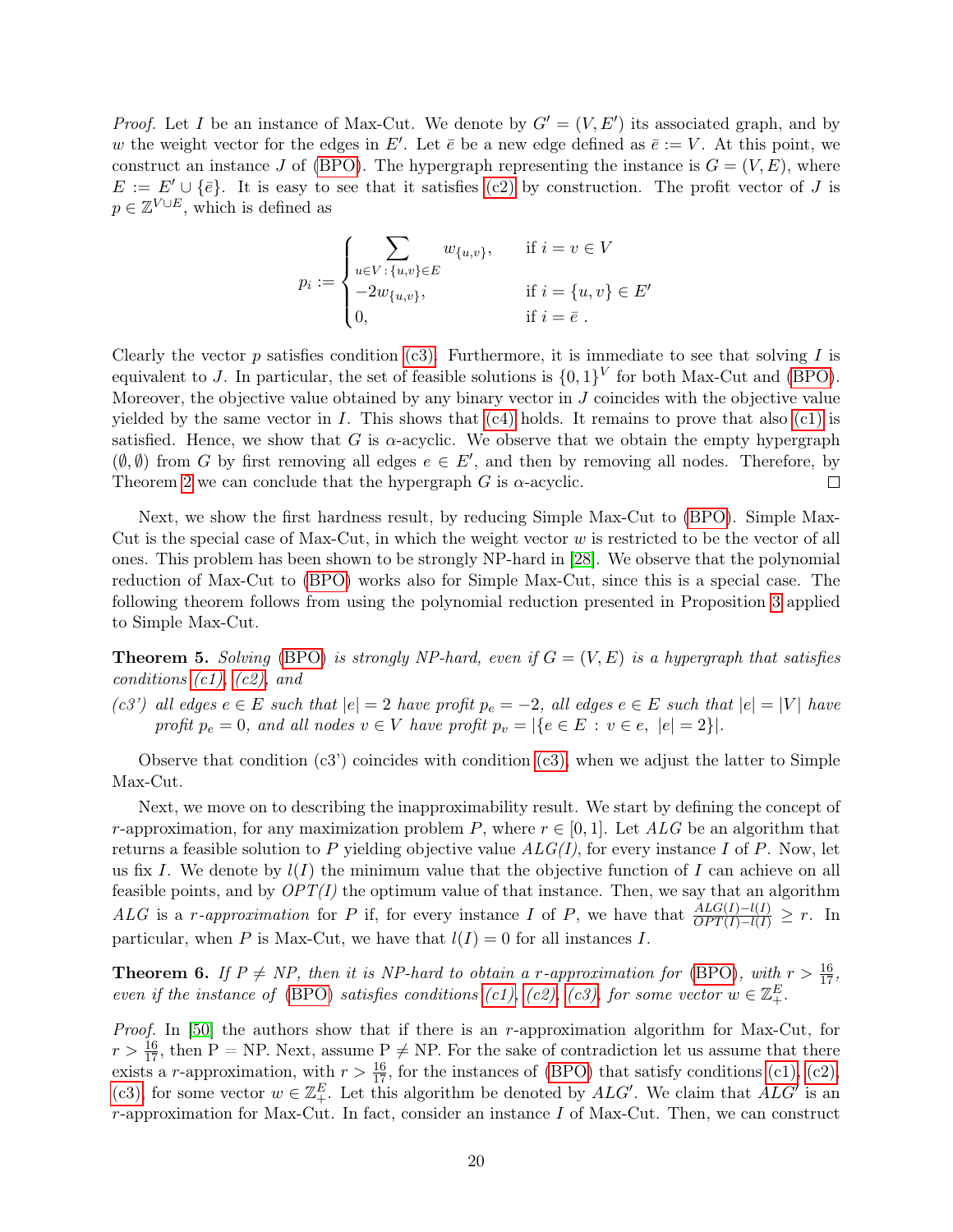*Proof.* Let $I$ be an instance of Max-Cut. We denote by $G' = (V, E')$ its associated graph, and by $w$ the weight vector for the edges in $E'$. Let $\bar{e}$ be a new edge defined as $\bar{e} := V$. At this point, we construct an instance $J$ of (BPO). The hypergraph representing the instance is $G = (V, E)$, where $E := E' \cup \{\bar{e}\}$. It is easy to see that it satisfies (c2) by construction. The profit vector of $J$ is $p \in \mathbb{Z}^{V \cup E}$, which is defined as

$$p_i := \begin{cases} \sum_{u \in V \,:\, \{u,v\} \in E} w_{\{u,v\}}, & \text{if } i = v \in V \\ -2w_{\{u,v\}}, & \text{if } i = \{u,v\} \in E' \\ 0, & \text{if } i = \bar{e} \,. \end{cases}$$

Clearly the vector $p$ satisfies condition (c3). Furthermore, it is immediate to see that solving $I$ is equivalent to $J$. In particular, the set of feasible solutions is $\{0,1\}^V$ for both Max-Cut and (BPO). Moreover, the objective value obtained by any binary vector in $J$ coincides with the objective value yielded by the same vector in $I$. This shows that (c4) holds. It remains to prove that also (c1) is satisfied. Hence, we show that $G$ is $\alpha$-acyclic. We observe that we obtain the empty hypergraph $(\emptyset, \emptyset)$ from $G$ by first removing all edges $e \in E'$, and then by removing all nodes. Therefore, by Theorem 2 we can conclude that the hypergraph $G$ is $\alpha$-acyclic. □

Next, we show the first hardness result, by reducing Simple Max-Cut to (BPO). Simple Max-Cut is the special case of Max-Cut, in which the weight vector $w$ is restricted to be the vector of all ones. This problem has been shown to be strongly NP-hard in [28]. We observe that the polynomial reduction of Max-Cut to (BPO) works also for Simple Max-Cut, since this is a special case. The following theorem follows from using the polynomial reduction presented in Proposition 3 applied to Simple Max-Cut.

**Theorem 5.** *Solving (BPO) is strongly NP-hard, even if $G = (V, E)$ is a hypergraph that satisfies conditions (c1), (c2), and*

*(c3') all edges $e \in E$ such that $|e| = 2$ have profit $p_e = -2$, all edges $e \in E$ such that $|e| = |V|$ have profit $p_e = 0$, and all nodes $v \in V$ have profit $p_v = |\{e \in E \,:\, v \in e,\ |e| = 2\}|$.*

Observe that condition (c3') coincides with condition (c3), when we adjust the latter to Simple Max-Cut.

Next, we move on to describing the inapproximability result. We start by defining the concept of $r$-approximation, for any maximization problem $P$, where $r \in [0, 1]$. Let $ALG$ be an algorithm that returns a feasible solution to $P$ yielding objective value $ALG(I)$, for every instance $I$ of $P$. Now, let us fix $I$. We denote by $l(I)$ the minimum value that the objective function of $I$ can achieve on all feasible points, and by $OPT(I)$ the optimum value of that instance. Then, we say that an algorithm $ALG$ is a *$r$-approximation* for $P$ if, for every instance $I$ of $P$, we have that $\frac{ALG(I) - l(I)}{OPT(I) - l(I)} \geq r$. In particular, when $P$ is Max-Cut, we have that $l(I) = 0$ for all instances $I$.

**Theorem 6.** *If $P \neq NP$, then it is NP-hard to obtain a $r$-approximation for (BPO), with $r > \frac{16}{17}$, even if the instance of (BPO) satisfies conditions (c1), (c2), (c3), for some vector $w \in \mathbb{Z}_+^E$.*

*Proof.* In [50] the authors show that if there is an $r$-approximation algorithm for Max-Cut, for $r > \frac{16}{17}$, then P = NP. Next, assume P $\neq$ NP. For the sake of contradiction let us assume that there exists a $r$-approximation, with $r > \frac{16}{17}$, for the instances of (BPO) that satisfy conditions (c1), (c2), (c3), for some vector $w \in \mathbb{Z}_+^E$. Let this algorithm be denoted by $ALG'$. We claim that $ALG'$ is an $r$-approximation for Max-Cut. In fact, consider an instance $I$ of Max-Cut. Then, we can construct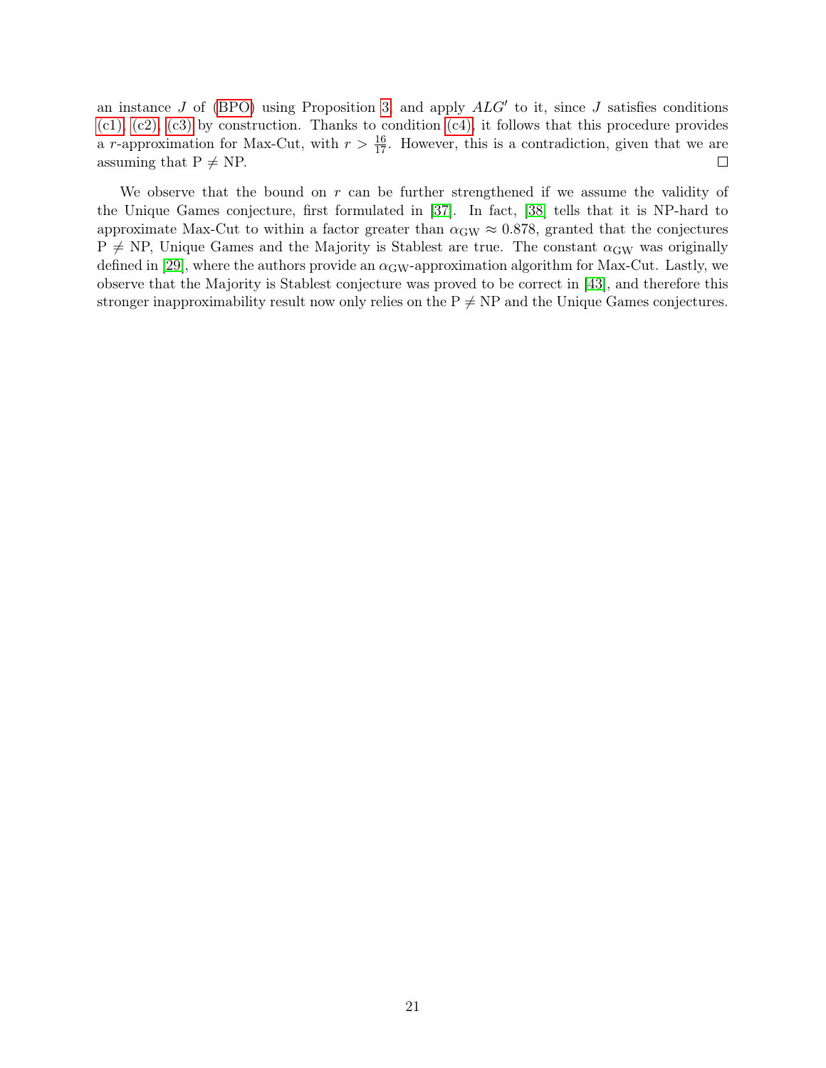an instance $J$ of (BPO) using Proposition 3, and apply $ALG'$ to it, since $J$ satisfies conditions (c1), (c2), (c3) by construction. Thanks to condition (c4), it follows that this procedure provides a $r$-approximation for Max-Cut, with $r > \frac{16}{17}$. However, this is a contradiction, given that we are assuming that P $\neq$ NP. $\square$

We observe that the bound on $r$ can be further strengthened if we assume the validity of the Unique Games conjecture, first formulated in [37]. In fact, [38] tells that it is NP-hard to approximate Max-Cut to within a factor greater than $\alpha_{\mathrm{GW}} \approx 0.878$, granted that the conjectures P $\neq$ NP, Unique Games and the Majority is Stablest are true. The constant $\alpha_{\mathrm{GW}}$ was originally defined in [29], where the authors provide an $\alpha_{\mathrm{GW}}$-approximation algorithm for Max-Cut. Lastly, we observe that the Majority is Stablest conjecture was proved to be correct in [43], and therefore this stronger inapproximability result now only relies on the P $\neq$ NP and the Unique Games conjectures.